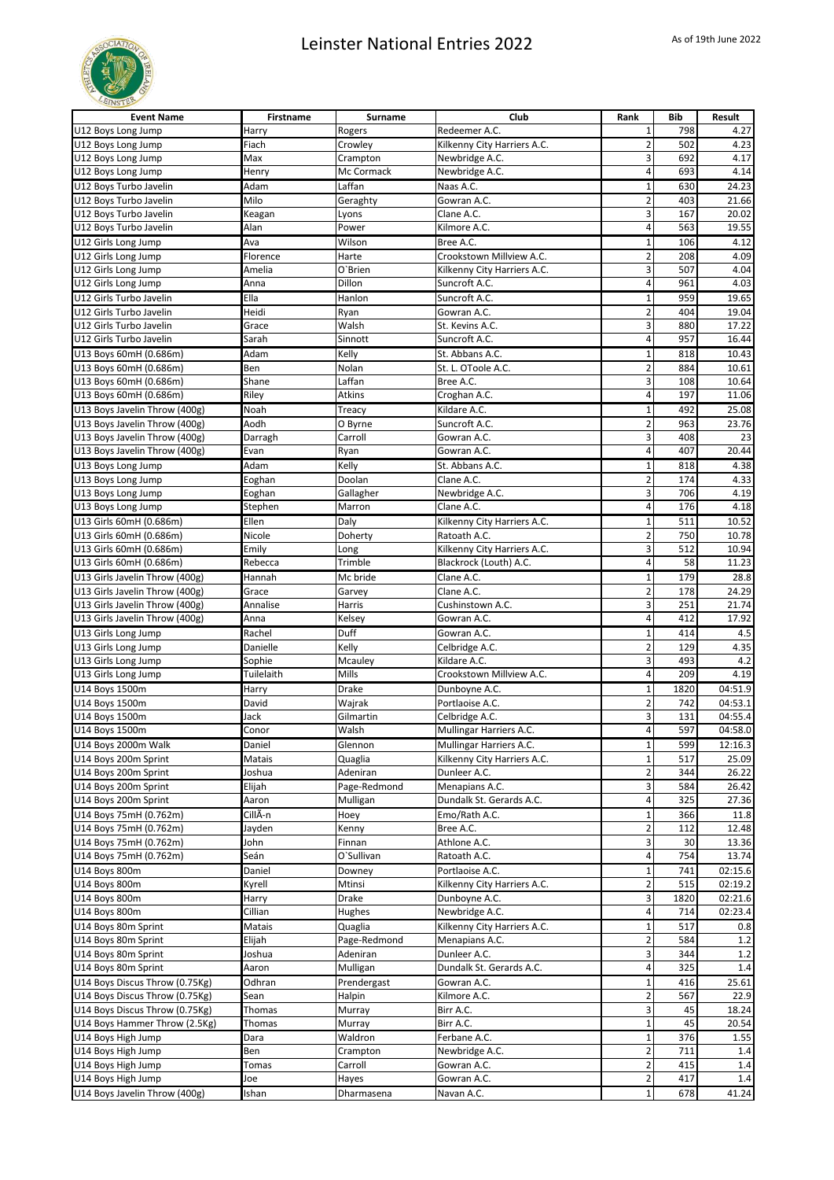# Leinster National Entries 2022

As of 19th June 2022

| Event Name | Firstname | Surname | Club | Rank | Bib | Result |
|---|---|---|---|---|---|---|
| U12 Boys Long Jump | Harry | Rogers | Redeemer A.C. | 1 | 798 | 4.27 |
| U12 Boys Long Jump | Fiach | Crowley | Kilkenny City Harriers A.C. | 2 | 502 | 4.23 |
| U12 Boys Long Jump | Max | Crampton | Newbridge A.C. | 3 | 692 | 4.17 |
| U12 Boys Long Jump | Henry | Mc Cormack | Newbridge A.C. | 4 | 693 | 4.14 |
| U12 Boys Turbo Javelin | Adam | Laffan | Naas A.C. | 1 | 630 | 24.23 |
| U12 Boys Turbo Javelin | Milo | Geraghty | Gowran A.C. | 2 | 403 | 21.66 |
| U12 Boys Turbo Javelin | Keagan | Lyons | Clane A.C. | 3 | 167 | 20.02 |
| U12 Boys Turbo Javelin | Alan | Power | Kilmore A.C. | 4 | 563 | 19.55 |
| U12 Girls Long Jump | Ava | Wilson | Bree A.C. | 1 | 106 | 4.12 |
| U12 Girls Long Jump | Florence | Harte | Crookstown Millview A.C. | 2 | 208 | 4.09 |
| U12 Girls Long Jump | Amelia | O`Brien | Kilkenny City Harriers A.C. | 3 | 507 | 4.04 |
| U12 Girls Long Jump | Anna | Dillon | Suncroft A.C. | 4 | 961 | 4.03 |
| U12 Girls Turbo Javelin | Ella | Hanlon | Suncroft A.C. | 1 | 959 | 19.65 |
| U12 Girls Turbo Javelin | Heidi | Ryan | Gowran A.C. | 2 | 404 | 19.04 |
| U12 Girls Turbo Javelin | Grace | Walsh | St. Kevins A.C. | 3 | 880 | 17.22 |
| U12 Girls Turbo Javelin | Sarah | Sinnott | Suncroft A.C. | 4 | 957 | 16.44 |
| U13 Boys 60mH (0.686m) | Adam | Kelly | St. Abbans A.C. | 1 | 818 | 10.43 |
| U13 Boys 60mH (0.686m) | Ben | Nolan | St. L. OToole A.C. | 2 | 884 | 10.61 |
| U13 Boys 60mH (0.686m) | Shane | Laffan | Bree A.C. | 3 | 108 | 10.64 |
| U13 Boys 60mH (0.686m) | Riley | Atkins | Croghan A.C. | 4 | 197 | 11.06 |
| U13 Boys Javelin Throw (400g) | Noah | Treacy | Kildare A.C. | 1 | 492 | 25.08 |
| U13 Boys Javelin Throw (400g) | Aodh | O Byrne | Suncroft A.C. | 2 | 963 | 23.76 |
| U13 Boys Javelin Throw (400g) | Darragh | Carroll | Gowran A.C. | 3 | 408 | 23 |
| U13 Boys Javelin Throw (400g) | Evan | Ryan | Gowran A.C. | 4 | 407 | 20.44 |
| U13 Boys Long Jump | Adam | Kelly | St. Abbans A.C. | 1 | 818 | 4.38 |
| U13 Boys Long Jump | Eoghan | Doolan | Clane A.C. | 2 | 174 | 4.33 |
| U13 Boys Long Jump | Eoghan | Gallagher | Newbridge A.C. | 3 | 706 | 4.19 |
| U13 Boys Long Jump | Stephen | Marron | Clane A.C. | 4 | 176 | 4.18 |
| U13 Girls 60mH (0.686m) | Ellen | Daly | Kilkenny City Harriers A.C. | 1 | 511 | 10.52 |
| U13 Girls 60mH (0.686m) | Nicole | Doherty | Ratoath A.C. | 2 | 750 | 10.78 |
| U13 Girls 60mH (0.686m) | Emily | Long | Kilkenny City Harriers A.C. | 3 | 512 | 10.94 |
| U13 Girls 60mH (0.686m) | Rebecca | Trimble | Blackrock (Louth) A.C. | 4 | 58 | 11.23 |
| U13 Girls Javelin Throw (400g) | Hannah | Mc bride | Clane A.C. | 1 | 179 | 28.8 |
| U13 Girls Javelin Throw (400g) | Grace | Garvey | Clane A.C. | 2 | 178 | 24.29 |
| U13 Girls Javelin Throw (400g) | Annalise | Harris | Cushinstown A.C. | 3 | 251 | 21.74 |
| U13 Girls Javelin Throw (400g) | Anna | Kelsey | Gowran A.C. | 4 | 412 | 17.92 |
| U13 Girls Long Jump | Rachel | Duff | Gowran A.C. | 1 | 414 | 4.5 |
| U13 Girls Long Jump | Danielle | Kelly | Celbridge A.C. | 2 | 129 | 4.35 |
| U13 Girls Long Jump | Sophie | Mcauley | Kildare A.C. | 3 | 493 | 4.2 |
| U13 Girls Long Jump | Tuilelaith | Mills | Crookstown Millview A.C. | 4 | 209 | 4.19 |
| U14 Boys 1500m | Harry | Drake | Dunboyne A.C. | 1 | 1820 | 04:51.9 |
| U14 Boys 1500m | David | Wajrak | Portlaoise A.C. | 2 | 742 | 04:53.1 |
| U14 Boys 1500m | Jack | Gilmartin | Celbridge A.C. | 3 | 131 | 04:55.4 |
| U14 Boys 1500m | Conor | Walsh | Mullingar Harriers A.C. | 4 | 597 | 04:58.0 |
| U14 Boys 2000m Walk | Daniel | Glennon | Mullingar Harriers A.C. | 1 | 599 | 12:16.3 |
| U14 Boys 200m Sprint | Matais | Quaglia | Kilkenny City Harriers A.C. | 1 | 517 | 25.09 |
| U14 Boys 200m Sprint | Joshua | Adeniran | Dunleer A.C. | 2 | 344 | 26.22 |
| U14 Boys 200m Sprint | Elijah | Page-Redmond | Menapians A.C. | 3 | 584 | 26.42 |
| U14 Boys 200m Sprint | Aaron | Mulligan | Dundalk St. Gerards A.C. | 4 | 325 | 27.36 |
| U14 Boys 75mH (0.762m) | CillÃ­n | Hoey | Emo/Rath A.C. | 1 | 366 | 11.8 |
| U14 Boys 75mH (0.762m) | Jayden | Kenny | Bree A.C. | 2 | 112 | 12.48 |
| U14 Boys 75mH (0.762m) | John | Finnan | Athlone A.C. | 3 | 30 | 13.36 |
| U14 Boys 75mH (0.762m) | Seán | O`Sullivan | Ratoath A.C. | 4 | 754 | 13.74 |
| U14 Boys 800m | Daniel | Downey | Portlaoise A.C. | 1 | 741 | 02:15.6 |
| U14 Boys 800m | Kyrell | Mtinsi | Kilkenny City Harriers A.C. | 2 | 515 | 02:19.2 |
| U14 Boys 800m | Harry | Drake | Dunboyne A.C. | 3 | 1820 | 02:21.6 |
| U14 Boys 800m | Cillian | Hughes | Newbridge A.C. | 4 | 714 | 02:23.4 |
| U14 Boys 80m Sprint | Matais | Quaglia | Kilkenny City Harriers A.C. | 1 | 517 | 0.8 |
| U14 Boys 80m Sprint | Elijah | Page-Redmond | Menapians A.C. | 2 | 584 | 1.2 |
| U14 Boys 80m Sprint | Joshua | Adeniran | Dunleer A.C. | 3 | 344 | 1.2 |
| U14 Boys 80m Sprint | Aaron | Mulligan | Dundalk St. Gerards A.C. | 4 | 325 | 1.4 |
| U14 Boys Discus Throw (0.75Kg) | Odhran | Prendergast | Gowran A.C. | 1 | 416 | 25.61 |
| U14 Boys Discus Throw (0.75Kg) | Sean | Halpin | Kilmore A.C. | 2 | 567 | 22.9 |
| U14 Boys Discus Throw (0.75Kg) | Thomas | Murray | Birr A.C. | 3 | 45 | 18.24 |
| U14 Boys Hammer Throw (2.5Kg) | Thomas | Murray | Birr A.C. | 1 | 45 | 20.54 |
| U14 Boys High Jump | Dara | Waldron | Ferbane A.C. | 1 | 376 | 1.55 |
| U14 Boys High Jump | Ben | Crampton | Newbridge A.C. | 2 | 711 | 1.4 |
| U14 Boys High Jump | Tomas | Carroll | Gowran A.C. | 2 | 415 | 1.4 |
| U14 Boys High Jump | Joe | Hayes | Gowran A.C. | 2 | 417 | 1.4 |
| U14 Boys Javelin Throw (400g) | Ishan | Dharmasena | Navan A.C. | 1 | 678 | 41.24 |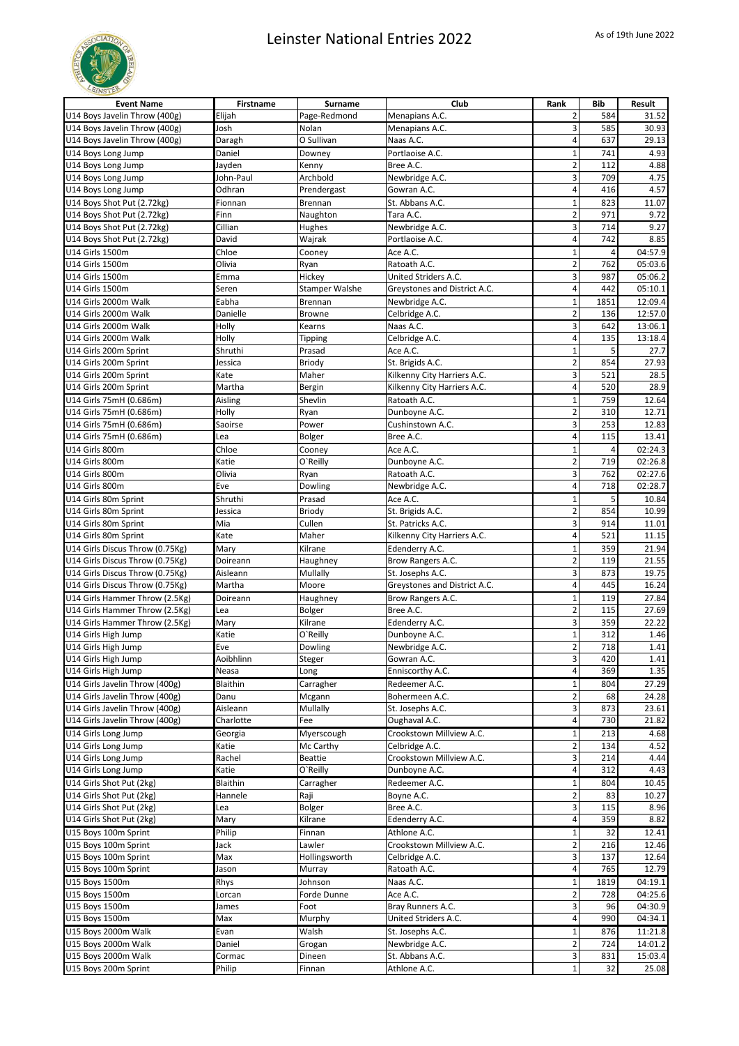# Leinster National Entries 2022

As of 19th June 2022

| Event Name | Firstname | Surname | Club | Rank | Bib | Result |
|---|---|---|---|---|---|---|
| U14 Boys Javelin Throw (400g) | Elijah | Page-Redmond | Menapians A.C. | 2 | 584 | 31.52 |
| U14 Boys Javelin Throw (400g) | Josh | Nolan | Menapians A.C. | 3 | 585 | 30.93 |
| U14 Boys Javelin Throw (400g) | Daragh | O Sullivan | Naas A.C. | 4 | 637 | 29.13 |
| U14 Boys Long Jump | Daniel | Downey | Portlaoise A.C. | 1 | 741 | 4.93 |
| U14 Boys Long Jump | Jayden | Kenny | Bree A.C. | 2 | 112 | 4.88 |
| U14 Boys Long Jump | John-Paul | Archbold | Newbridge A.C. | 3 | 709 | 4.75 |
| U14 Boys Long Jump | Odhran | Prendergast | Gowran A.C. | 4 | 416 | 4.57 |
| U14 Boys Shot Put (2.72kg) | Fionnan | Brennan | St. Abbans A.C. | 1 | 823 | 11.07 |
| U14 Boys Shot Put (2.72kg) | Finn | Naughton | Tara A.C. | 2 | 971 | 9.72 |
| U14 Boys Shot Put (2.72kg) | Cillian | Hughes | Newbridge A.C. | 3 | 714 | 9.27 |
| U14 Boys Shot Put (2.72kg) | David | Wajrak | Portlaoise A.C. | 4 | 742 | 8.85 |
| U14 Girls 1500m | Chloe | Cooney | Ace A.C. | 1 | 4 | 04:57.9 |
| U14 Girls 1500m | Olivia | Ryan | Ratoath A.C. | 2 | 762 | 05:03.6 |
| U14 Girls 1500m | Emma | Hickey | United Striders A.C. | 3 | 987 | 05:06.2 |
| U14 Girls 1500m | Seren | Stamper Walshe | Greystones and District A.C. | 4 | 442 | 05:10.1 |
| U14 Girls 2000m Walk | Eabha | Brennan | Newbridge A.C. | 1 | 1851 | 12:09.4 |
| U14 Girls 2000m Walk | Danielle | Browne | Celbridge A.C. | 2 | 136 | 12:57.0 |
| U14 Girls 2000m Walk | Holly | Kearns | Naas A.C. | 3 | 642 | 13:06.1 |
| U14 Girls 2000m Walk | Holly | Tipping | Celbridge A.C. | 4 | 135 | 13:18.4 |
| U14 Girls 200m Sprint | Shruthi | Prasad | Ace A.C. | 1 | 5 | 27.7 |
| U14 Girls 200m Sprint | Jessica | Briody | St. Brigids A.C. | 2 | 854 | 27.93 |
| U14 Girls 200m Sprint | Kate | Maher | Kilkenny City Harriers A.C. | 3 | 521 | 28.5 |
| U14 Girls 200m Sprint | Martha | Bergin | Kilkenny City Harriers A.C. | 4 | 520 | 28.9 |
| U14 Girls 75mH (0.686m) | Aisling | Shevlin | Ratoath A.C. | 1 | 759 | 12.64 |
| U14 Girls 75mH (0.686m) | Holly | Ryan | Dunboyne A.C. | 2 | 310 | 12.71 |
| U14 Girls 75mH (0.686m) | Saoirse | Power | Cushinstown A.C. | 3 | 253 | 12.83 |
| U14 Girls 75mH (0.686m) | Lea | Bolger | Bree A.C. | 4 | 115 | 13.41 |
| U14 Girls 800m | Chloe | Cooney | Ace A.C. | 1 | 4 | 02:24.3 |
| U14 Girls 800m | Katie | O`Reilly | Dunboyne A.C. | 2 | 719 | 02:26.8 |
| U14 Girls 800m | Olivia | Ryan | Ratoath A.C. | 3 | 762 | 02:27.6 |
| U14 Girls 800m | Eve | Dowling | Newbridge A.C. | 4 | 718 | 02:28.7 |
| U14 Girls 80m Sprint | Shruthi | Prasad | Ace A.C. | 1 | 5 | 10.84 |
| U14 Girls 80m Sprint | Jessica | Briody | St. Brigids A.C. | 2 | 854 | 10.99 |
| U14 Girls 80m Sprint | Mia | Cullen | St. Patricks A.C. | 3 | 914 | 11.01 |
| U14 Girls 80m Sprint | Kate | Maher | Kilkenny City Harriers A.C. | 4 | 521 | 11.15 |
| U14 Girls Discus Throw (0.75Kg) | Mary | Kilrane | Edenderry A.C. | 1 | 359 | 21.94 |
| U14 Girls Discus Throw (0.75Kg) | Doireann | Haughney | Brow Rangers A.C. | 2 | 119 | 21.55 |
| U14 Girls Discus Throw (0.75Kg) | Aisleann | Mullally | St. Josephs A.C. | 3 | 873 | 19.75 |
| U14 Girls Discus Throw (0.75Kg) | Martha | Moore | Greystones and District A.C. | 4 | 445 | 16.24 |
| U14 Girls Hammer Throw (2.5Kg) | Doireann | Haughney | Brow Rangers A.C. | 1 | 119 | 27.84 |
| U14 Girls Hammer Throw (2.5Kg) | Lea | Bolger | Bree A.C. | 2 | 115 | 27.69 |
| U14 Girls Hammer Throw (2.5Kg) | Mary | Kilrane | Edenderry A.C. | 3 | 359 | 22.22 |
| U14 Girls High Jump | Katie | O`Reilly | Dunboyne A.C. | 1 | 312 | 1.46 |
| U14 Girls High Jump | Eve | Dowling | Newbridge A.C. | 2 | 718 | 1.41 |
| U14 Girls High Jump | Aoibhlinn | Steger | Gowran A.C. | 3 | 420 | 1.41 |
| U14 Girls High Jump | Neasa | Long | Enniscorthy A.C. | 4 | 369 | 1.35 |
| U14 Girls Javelin Throw (400g) | Blaithin | Carragher | Redeemer A.C. | 1 | 804 | 27.29 |
| U14 Girls Javelin Throw (400g) | Danu | Mcgann | Bohermeen A.C. | 2 | 68 | 24.28 |
| U14 Girls Javelin Throw (400g) | Aisleann | Mullally | St. Josephs A.C. | 3 | 873 | 23.61 |
| U14 Girls Javelin Throw (400g) | Charlotte | Fee | Oughaval A.C. | 4 | 730 | 21.82 |
| U14 Girls Long Jump | Georgia | Myerscough | Crookstown Millview A.C. | 1 | 213 | 4.68 |
| U14 Girls Long Jump | Katie | Mc Carthy | Celbridge A.C. | 2 | 134 | 4.52 |
| U14 Girls Long Jump | Rachel | Beattie | Crookstown Millview A.C. | 3 | 214 | 4.44 |
| U14 Girls Long Jump | Katie | O`Reilly | Dunboyne A.C. | 4 | 312 | 4.43 |
| U14 Girls Shot Put (2kg) | Blaithin | Carragher | Redeemer A.C. | 1 | 804 | 10.45 |
| U14 Girls Shot Put (2kg) | Hannele | Raji | Boyne A.C. | 2 | 83 | 10.27 |
| U14 Girls Shot Put (2kg) | Lea | Bolger | Bree A.C. | 3 | 115 | 8.96 |
| U14 Girls Shot Put (2kg) | Mary | Kilrane | Edenderry A.C. | 4 | 359 | 8.82 |
| U15 Boys 100m Sprint | Philip | Finnan | Athlone A.C. | 1 | 32 | 12.41 |
| U15 Boys 100m Sprint | Jack | Lawler | Crookstown Millview A.C. | 2 | 216 | 12.46 |
| U15 Boys 100m Sprint | Max | Hollingsworth | Celbridge A.C. | 3 | 137 | 12.64 |
| U15 Boys 100m Sprint | Jason | Murray | Ratoath A.C. | 4 | 765 | 12.79 |
| U15 Boys 1500m | Rhys | Johnson | Naas A.C. | 1 | 1819 | 04:19.1 |
| U15 Boys 1500m | Lorcan | Forde Dunne | Ace A.C. | 2 | 728 | 04:25.6 |
| U15 Boys 1500m | James | Foot | Bray Runners A.C. | 3 | 96 | 04:30.9 |
| U15 Boys 1500m | Max | Murphy | United Striders A.C. | 4 | 990 | 04:34.1 |
| U15 Boys 2000m Walk | Evan | Walsh | St. Josephs A.C. | 1 | 876 | 11:21.8 |
| U15 Boys 2000m Walk | Daniel | Grogan | Newbridge A.C. | 2 | 724 | 14:01.2 |
| U15 Boys 2000m Walk | Cormac | Dineen | St. Abbans A.C. | 3 | 831 | 15:03.4 |
| U15 Boys 200m Sprint | Philip | Finnan | Athlone A.C. | 1 | 32 | 25.08 |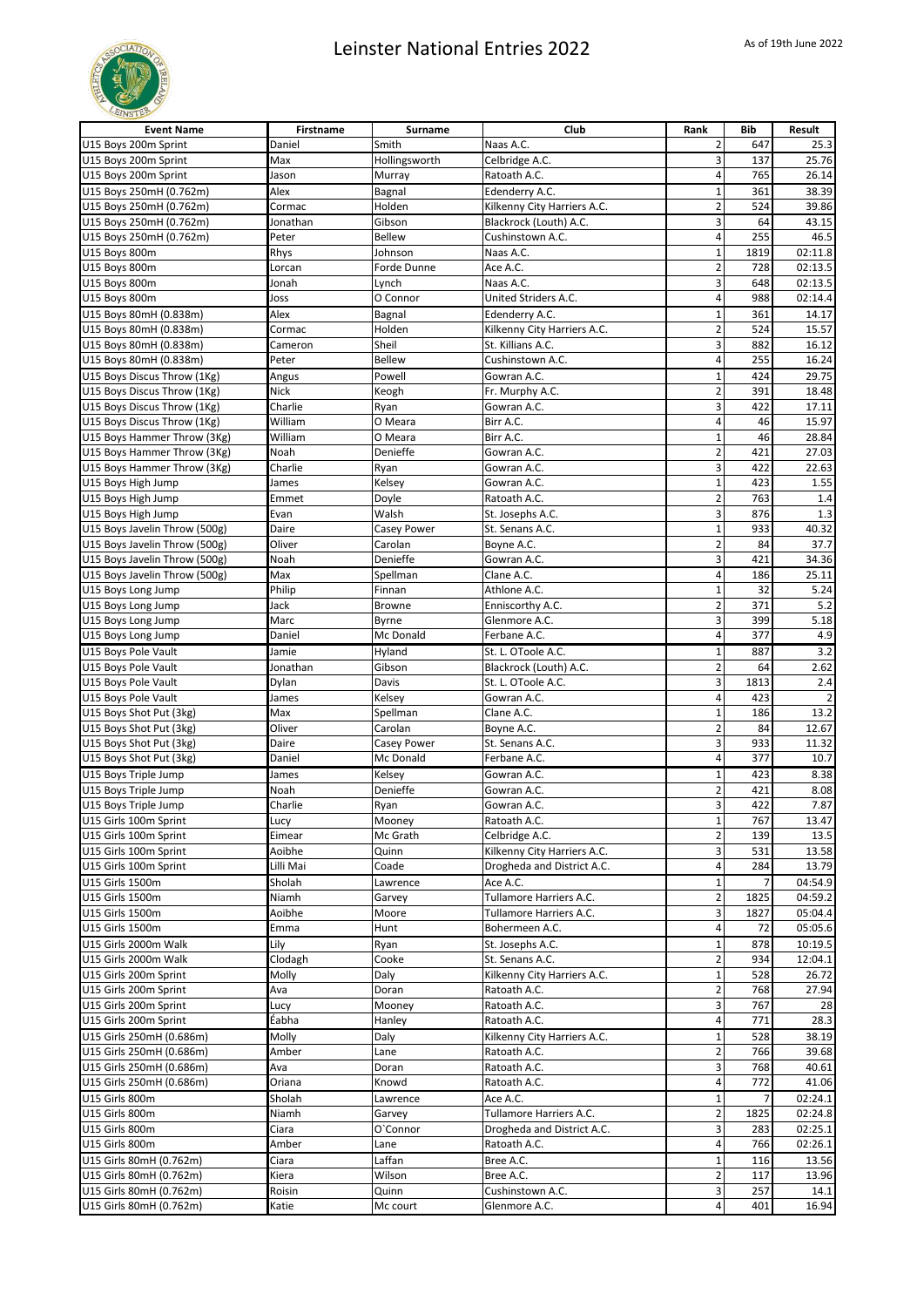# Leinster National Entries 2022

As of 19th June 2022

| Event Name | Firstname | Surname | Club | Rank | Bib | Result |
|---|---|---|---|---|---|---|
| U15 Boys 200m Sprint | Daniel | Smith | Naas A.C. | 2 | 647 | 25.3 |
| U15 Boys 200m Sprint | Max | Hollingsworth | Celbridge A.C. | 3 | 137 | 25.76 |
| U15 Boys 200m Sprint | Jason | Murray | Ratoath A.C. | 4 | 765 | 26.14 |
| U15 Boys 250mH (0.762m) | Alex | Bagnal | Edenderry A.C. | 1 | 361 | 38.39 |
| U15 Boys 250mH (0.762m) | Cormac | Holden | Kilkenny City Harriers A.C. | 2 | 524 | 39.86 |
| U15 Boys 250mH (0.762m) | Jonathan | Gibson | Blackrock (Louth) A.C. | 3 | 64 | 43.15 |
| U15 Boys 250mH (0.762m) | Peter | Bellew | Cushinstown A.C. | 4 | 255 | 46.5 |
| U15 Boys 800m | Rhys | Johnson | Naas A.C. | 1 | 1819 | 02:11.8 |
| U15 Boys 800m | Lorcan | Forde Dunne | Ace A.C. | 2 | 728 | 02:13.5 |
| U15 Boys 800m | Jonah | Lynch | Naas A.C. | 3 | 648 | 02:13.5 |
| U15 Boys 800m | Joss | O Connor | United Striders A.C. | 4 | 988 | 02:14.4 |
| U15 Boys 80mH (0.838m) | Alex | Bagnal | Edenderry A.C. | 1 | 361 | 14.17 |
| U15 Boys 80mH (0.838m) | Cormac | Holden | Kilkenny City Harriers A.C. | 2 | 524 | 15.57 |
| U15 Boys 80mH (0.838m) | Cameron | Sheil | St. Killians A.C. | 3 | 882 | 16.12 |
| U15 Boys 80mH (0.838m) | Peter | Bellew | Cushinstown A.C. | 4 | 255 | 16.24 |
| U15 Boys Discus Throw (1Kg) | Angus | Powell | Gowran A.C. | 1 | 424 | 29.75 |
| U15 Boys Discus Throw (1Kg) | Nick | Keogh | Fr. Murphy A.C. | 2 | 391 | 18.48 |
| U15 Boys Discus Throw (1Kg) | Charlie | Ryan | Gowran A.C. | 3 | 422 | 17.11 |
| U15 Boys Discus Throw (1Kg) | William | O Meara | Birr A.C. | 4 | 46 | 15.97 |
| U15 Boys Hammer Throw (3Kg) | William | O Meara | Birr A.C. | 1 | 46 | 28.84 |
| U15 Boys Hammer Throw (3Kg) | Noah | Denieffe | Gowran A.C. | 2 | 421 | 27.03 |
| U15 Boys Hammer Throw (3Kg) | Charlie | Ryan | Gowran A.C. | 3 | 422 | 22.63 |
| U15 Boys High Jump | James | Kelsey | Gowran A.C. | 1 | 423 | 1.55 |
| U15 Boys High Jump | Emmet | Doyle | Ratoath A.C. | 2 | 763 | 1.4 |
| U15 Boys High Jump | Evan | Walsh | St. Josephs A.C. | 3 | 876 | 1.3 |
| U15 Boys Javelin Throw (500g) | Daire | Casey Power | St. Senans A.C. | 1 | 933 | 40.32 |
| U15 Boys Javelin Throw (500g) | Oliver | Carolan | Boyne A.C. | 2 | 84 | 37.7 |
| U15 Boys Javelin Throw (500g) | Noah | Denieffe | Gowran A.C. | 3 | 421 | 34.36 |
| U15 Boys Javelin Throw (500g) | Max | Spellman | Clane A.C. | 4 | 186 | 25.11 |
| U15 Boys Long Jump | Philip | Finnan | Athlone A.C. | 1 | 32 | 5.24 |
| U15 Boys Long Jump | Jack | Browne | Enniscorthy A.C. | 2 | 371 | 5.2 |
| U15 Boys Long Jump | Marc | Byrne | Glenmore A.C. | 3 | 399 | 5.18 |
| U15 Boys Long Jump | Daniel | Mc Donald | Ferbane A.C. | 4 | 377 | 4.9 |
| U15 Boys Pole Vault | Jamie | Hyland | St. L. OToole A.C. | 1 | 887 | 3.2 |
| U15 Boys Pole Vault | Jonathan | Gibson | Blackrock (Louth) A.C. | 2 | 64 | 2.62 |
| U15 Boys Pole Vault | Dylan | Davis | St. L. OToole A.C. | 3 | 1813 | 2.4 |
| U15 Boys Pole Vault | James | Kelsey | Gowran A.C. | 4 | 423 | 2 |
| U15 Boys Shot Put (3kg) | Max | Spellman | Clane A.C. | 1 | 186 | 13.2 |
| U15 Boys Shot Put (3kg) | Oliver | Carolan | Boyne A.C. | 2 | 84 | 12.67 |
| U15 Boys Shot Put (3kg) | Daire | Casey Power | St. Senans A.C. | 3 | 933 | 11.32 |
| U15 Boys Shot Put (3kg) | Daniel | Mc Donald | Ferbane A.C. | 4 | 377 | 10.7 |
| U15 Boys Triple Jump | James | Kelsey | Gowran A.C. | 1 | 423 | 8.38 |
| U15 Boys Triple Jump | Noah | Denieffe | Gowran A.C. | 2 | 421 | 8.08 |
| U15 Boys Triple Jump | Charlie | Ryan | Gowran A.C. | 3 | 422 | 7.87 |
| U15 Girls 100m Sprint | Lucy | Mooney | Ratoath A.C. | 1 | 767 | 13.47 |
| U15 Girls 100m Sprint | Eimear | Mc Grath | Celbridge A.C. | 2 | 139 | 13.5 |
| U15 Girls 100m Sprint | Aoibhe | Quinn | Kilkenny City Harriers A.C. | 3 | 531 | 13.58 |
| U15 Girls 100m Sprint | Lilli Mai | Coade | Drogheda and District A.C. | 4 | 284 | 13.79 |
| U15 Girls 1500m | Sholah | Lawrence | Ace A.C. | 1 | 7 | 04:54.9 |
| U15 Girls 1500m | Niamh | Garvey | Tullamore Harriers A.C. | 2 | 1825 | 04:59.2 |
| U15 Girls 1500m | Aoibhe | Moore | Tullamore Harriers A.C. | 3 | 1827 | 05:04.4 |
| U15 Girls 1500m | Emma | Hunt | Bohermeen A.C. | 4 | 72 | 05:05.6 |
| U15 Girls 2000m Walk | Lily | Ryan | St. Josephs A.C. | 1 | 878 | 10:19.5 |
| U15 Girls 2000m Walk | Clodagh | Cooke | St. Senans A.C. | 2 | 934 | 12:04.1 |
| U15 Girls 200m Sprint | Molly | Daly | Kilkenny City Harriers A.C. | 1 | 528 | 26.72 |
| U15 Girls 200m Sprint | Ava | Doran | Ratoath A.C. | 2 | 768 | 27.94 |
| U15 Girls 200m Sprint | Lucy | Mooney | Ratoath A.C. | 3 | 767 | 28 |
| U15 Girls 200m Sprint | Éabha | Hanley | Ratoath A.C. | 4 | 771 | 28.3 |
| U15 Girls 250mH (0.686m) | Molly | Daly | Kilkenny City Harriers A.C. | 1 | 528 | 38.19 |
| U15 Girls 250mH (0.686m) | Amber | Lane | Ratoath A.C. | 2 | 766 | 39.68 |
| U15 Girls 250mH (0.686m) | Ava | Doran | Ratoath A.C. | 3 | 768 | 40.61 |
| U15 Girls 250mH (0.686m) | Oriana | Knowd | Ratoath A.C. | 4 | 772 | 41.06 |
| U15 Girls 800m | Sholah | Lawrence | Ace A.C. | 1 | 7 | 02:24.1 |
| U15 Girls 800m | Niamh | Garvey | Tullamore Harriers A.C. | 2 | 1825 | 02:24.8 |
| U15 Girls 800m | Ciara | O`Connor | Drogheda and District A.C. | 3 | 283 | 02:25.1 |
| U15 Girls 800m | Amber | Lane | Ratoath A.C. | 4 | 766 | 02:26.1 |
| U15 Girls 80mH (0.762m) | Ciara | Laffan | Bree A.C. | 1 | 116 | 13.56 |
| U15 Girls 80mH (0.762m) | Kiera | Wilson | Bree A.C. | 2 | 117 | 13.96 |
| U15 Girls 80mH (0.762m) | Roisin | Quinn | Cushinstown A.C. | 3 | 257 | 14.1 |
| U15 Girls 80mH (0.762m) | Katie | Mc court | Glenmore A.C. | 4 | 401 | 16.94 |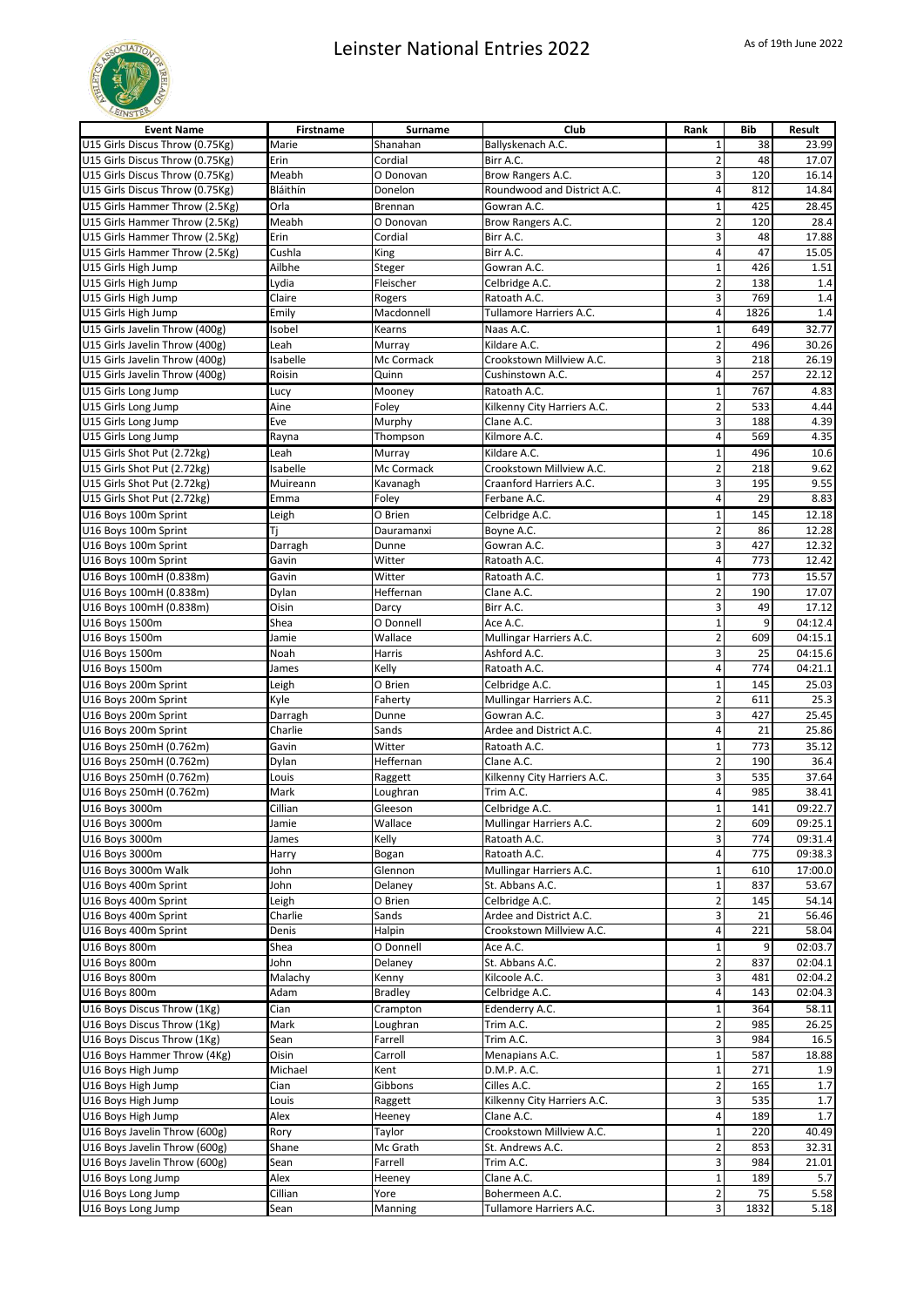# Leinster National Entries 2022

As of 19th June 2022

| Event Name | Firstname | Surname | Club | Rank | Bib | Result |
|---|---|---|---|---|---|---|
| U15 Girls Discus Throw (0.75Kg) | Marie | Shanahan | Ballyskenach A.C. | 1 | 38 | 23.99 |
| U15 Girls Discus Throw (0.75Kg) | Erin | Cordial | Birr A.C. | 2 | 48 | 17.07 |
| U15 Girls Discus Throw (0.75Kg) | Meabh | O Donovan | Brow Rangers A.C. | 3 | 120 | 16.14 |
| U15 Girls Discus Throw (0.75Kg) | Bláithín | Donelon | Roundwood and District A.C. | 4 | 812 | 14.84 |
| U15 Girls Hammer Throw (2.5Kg) | Orla | Brennan | Gowran A.C. | 1 | 425 | 28.45 |
| U15 Girls Hammer Throw (2.5Kg) | Meabh | O Donovan | Brow Rangers A.C. | 2 | 120 | 28.4 |
| U15 Girls Hammer Throw (2.5Kg) | Erin | Cordial | Birr A.C. | 3 | 48 | 17.88 |
| U15 Girls Hammer Throw (2.5Kg) | Cushla | King | Birr A.C. | 4 | 47 | 15.05 |
| U15 Girls High Jump | Ailbhe | Steger | Gowran A.C. | 1 | 426 | 1.51 |
| U15 Girls High Jump | Lydia | Fleischer | Celbridge A.C. | 2 | 138 | 1.4 |
| U15 Girls High Jump | Claire | Rogers | Ratoath A.C. | 3 | 769 | 1.4 |
| U15 Girls High Jump | Emily | Macdonnell | Tullamore Harriers A.C. | 4 | 1826 | 1.4 |
| U15 Girls Javelin Throw (400g) | Isobel | Kearns | Naas A.C. | 1 | 649 | 32.77 |
| U15 Girls Javelin Throw (400g) | Leah | Murray | Kildare A.C. | 2 | 496 | 30.26 |
| U15 Girls Javelin Throw (400g) | Isabelle | Mc Cormack | Crookstown Millview A.C. | 3 | 218 | 26.19 |
| U15 Girls Javelin Throw (400g) | Roisin | Quinn | Cushinstown A.C. | 4 | 257 | 22.12 |
| U15 Girls Long Jump | Lucy | Mooney | Ratoath A.C. | 1 | 767 | 4.83 |
| U15 Girls Long Jump | Aine | Foley | Kilkenny City Harriers A.C. | 2 | 533 | 4.44 |
| U15 Girls Long Jump | Eve | Murphy | Clane A.C. | 3 | 188 | 4.39 |
| U15 Girls Long Jump | Rayna | Thompson | Kilmore A.C. | 4 | 569 | 4.35 |
| U15 Girls Shot Put (2.72kg) | Leah | Murray | Kildare A.C. | 1 | 496 | 10.6 |
| U15 Girls Shot Put (2.72kg) | Isabelle | Mc Cormack | Crookstown Millview A.C. | 2 | 218 | 9.62 |
| U15 Girls Shot Put (2.72kg) | Muireann | Kavanagh | Craanford Harriers A.C. | 3 | 195 | 9.55 |
| U15 Girls Shot Put (2.72kg) | Emma | Foley | Ferbane A.C. | 4 | 29 | 8.83 |
| U16 Boys 100m Sprint | Leigh | O Brien | Celbridge A.C. | 1 | 145 | 12.18 |
| U16 Boys 100m Sprint | Tj | Dauramanxi | Boyne A.C. | 2 | 86 | 12.28 |
| U16 Boys 100m Sprint | Darragh | Dunne | Gowran A.C. | 3 | 427 | 12.32 |
| U16 Boys 100m Sprint | Gavin | Witter | Ratoath A.C. | 4 | 773 | 12.42 |
| U16 Boys 100mH (0.838m) | Gavin | Witter | Ratoath A.C. | 1 | 773 | 15.57 |
| U16 Boys 100mH (0.838m) | Dylan | Heffernan | Clane A.C. | 2 | 190 | 17.07 |
| U16 Boys 100mH (0.838m) | Oisin | Darcy | Birr A.C. | 3 | 49 | 17.12 |
| U16 Boys 1500m | Shea | O Donnell | Ace A.C. | 1 | 9 | 04:12.4 |
| U16 Boys 1500m | Jamie | Wallace | Mullingar Harriers A.C. | 2 | 609 | 04:15.1 |
| U16 Boys 1500m | Noah | Harris | Ashford A.C. | 3 | 25 | 04:15.6 |
| U16 Boys 1500m | James | Kelly | Ratoath A.C. | 4 | 774 | 04:21.1 |
| U16 Boys 200m Sprint | Leigh | O Brien | Celbridge A.C. | 1 | 145 | 25.03 |
| U16 Boys 200m Sprint | Kyle | Faherty | Mullingar Harriers A.C. | 2 | 611 | 25.3 |
| U16 Boys 200m Sprint | Darragh | Dunne | Gowran A.C. | 3 | 427 | 25.45 |
| U16 Boys 200m Sprint | Charlie | Sands | Ardee and District A.C. | 4 | 21 | 25.86 |
| U16 Boys 250mH (0.762m) | Gavin | Witter | Ratoath A.C. | 1 | 773 | 35.12 |
| U16 Boys 250mH (0.762m) | Dylan | Heffernan | Clane A.C. | 2 | 190 | 36.4 |
| U16 Boys 250mH (0.762m) | Louis | Raggett | Kilkenny City Harriers A.C. | 3 | 535 | 37.64 |
| U16 Boys 250mH (0.762m) | Mark | Loughran | Trim A.C. | 4 | 985 | 38.41 |
| U16 Boys 3000m | Cillian | Gleeson | Celbridge A.C. | 1 | 141 | 09:22.7 |
| U16 Boys 3000m | Jamie | Wallace | Mullingar Harriers A.C. | 2 | 609 | 09:25.1 |
| U16 Boys 3000m | James | Kelly | Ratoath A.C. | 3 | 774 | 09:31.4 |
| U16 Boys 3000m | Harry | Bogan | Ratoath A.C. | 4 | 775 | 09:38.3 |
| U16 Boys 3000m Walk | John | Glennon | Mullingar Harriers A.C. | 1 | 610 | 17:00.0 |
| U16 Boys 400m Sprint | John | Delaney | St. Abbans A.C. | 1 | 837 | 53.67 |
| U16 Boys 400m Sprint | Leigh | O Brien | Celbridge A.C. | 2 | 145 | 54.14 |
| U16 Boys 400m Sprint | Charlie | Sands | Ardee and District A.C. | 3 | 21 | 56.46 |
| U16 Boys 400m Sprint | Denis | Halpin | Crookstown Millview A.C. | 4 | 221 | 58.04 |
| U16 Boys 800m | Shea | O Donnell | Ace A.C. | 1 | 9 | 02:03.7 |
| U16 Boys 800m | John | Delaney | St. Abbans A.C. | 2 | 837 | 02:04.1 |
| U16 Boys 800m | Malachy | Kenny | Kilcoole A.C. | 3 | 481 | 02:04.2 |
| U16 Boys 800m | Adam | Bradley | Celbridge A.C. | 4 | 143 | 02:04.3 |
| U16 Boys Discus Throw (1Kg) | Cian | Crampton | Edenderry A.C. | 1 | 364 | 58.11 |
| U16 Boys Discus Throw (1Kg) | Mark | Loughran | Trim A.C. | 2 | 985 | 26.25 |
| U16 Boys Discus Throw (1Kg) | Sean | Farrell | Trim A.C. | 3 | 984 | 16.5 |
| U16 Boys Hammer Throw (4Kg) | Oisin | Carroll | Menapians A.C. | 1 | 587 | 18.88 |
| U16 Boys High Jump | Michael | Kent | D.M.P. A.C. | 1 | 271 | 1.9 |
| U16 Boys High Jump | Cian | Gibbons | Cilles A.C. | 2 | 165 | 1.7 |
| U16 Boys High Jump | Louis | Raggett | Kilkenny City Harriers A.C. | 3 | 535 | 1.7 |
| U16 Boys High Jump | Alex | Heeney | Clane A.C. | 4 | 189 | 1.7 |
| U16 Boys Javelin Throw (600g) | Rory | Taylor | Crookstown Millview A.C. | 1 | 220 | 40.49 |
| U16 Boys Javelin Throw (600g) | Shane | Mc Grath | St. Andrews A.C. | 2 | 853 | 32.31 |
| U16 Boys Javelin Throw (600g) | Sean | Farrell | Trim A.C. | 3 | 984 | 21.01 |
| U16 Boys Long Jump | Alex | Heeney | Clane A.C. | 1 | 189 | 5.7 |
| U16 Boys Long Jump | Cillian | Yore | Bohermeen A.C. | 2 | 75 | 5.58 |
| U16 Boys Long Jump | Sean | Manning | Tullamore Harriers A.C. | 3 | 1832 | 5.18 |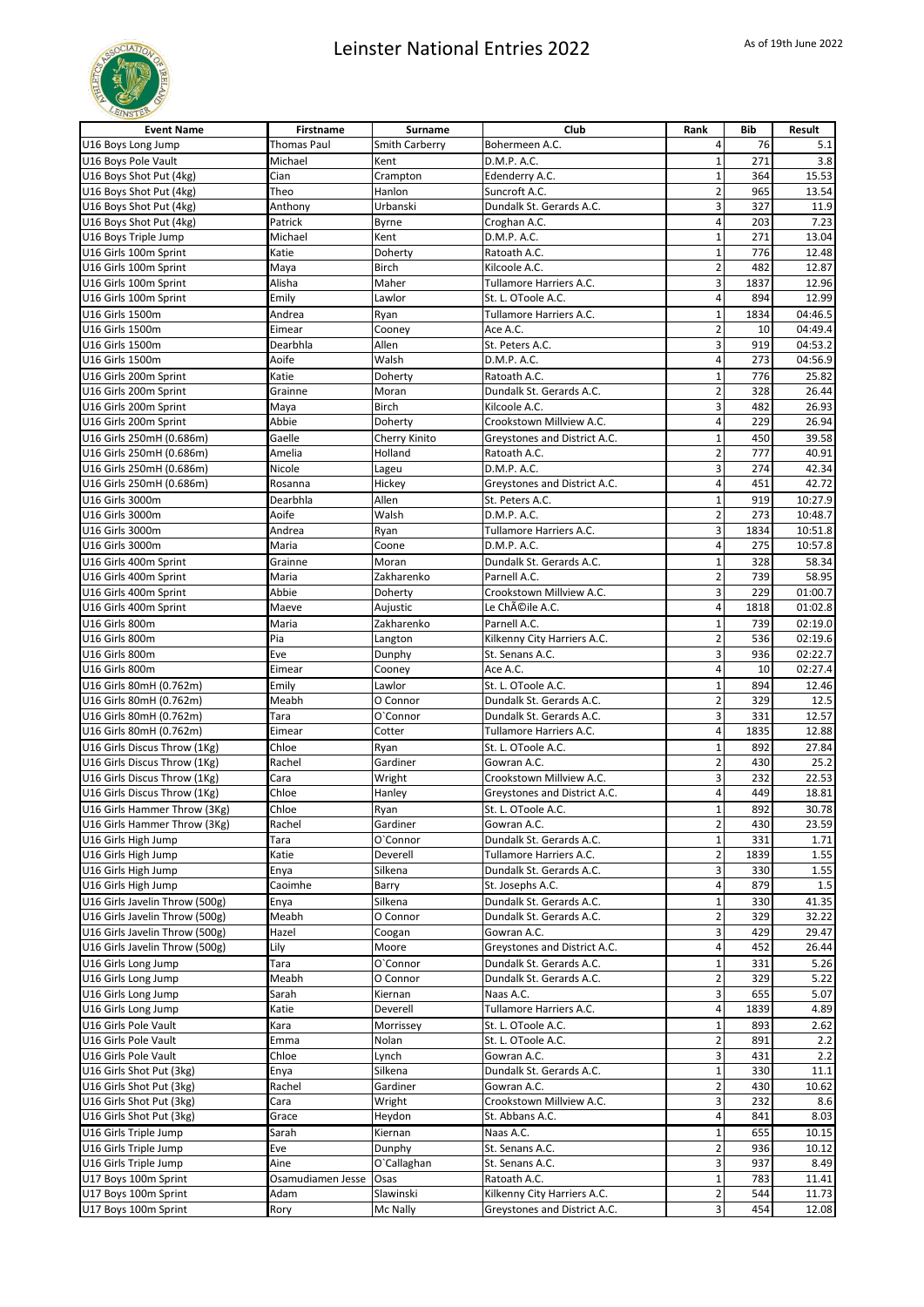# Leinster National Entries 2022

As of 19th June 2022

| Event Name | Firstname | Surname | Club | Rank | Bib | Result |
|---|---|---|---|---|---|---|
| U16 Boys Long Jump | Thomas Paul | Smith Carberry | Bohermeen A.C. | 4 | 76 | 5.1 |
| U16 Boys Pole Vault | Michael | Kent | D.M.P. A.C. | 1 | 271 | 3.8 |
| U16 Boys Shot Put (4kg) | Cian | Crampton | Edenderry A.C. | 1 | 364 | 15.53 |
| U16 Boys Shot Put (4kg) | Theo | Hanlon | Suncroft A.C. | 2 | 965 | 13.54 |
| U16 Boys Shot Put (4kg) | Anthony | Urbanski | Dundalk St. Gerards A.C. | 3 | 327 | 11.9 |
| U16 Boys Shot Put (4kg) | Patrick | Byrne | Croghan A.C. | 4 | 203 | 7.23 |
| U16 Boys Triple Jump | Michael | Kent | D.M.P. A.C. | 1 | 271 | 13.04 |
| U16 Girls 100m Sprint | Katie | Doherty | Ratoath A.C. | 1 | 776 | 12.48 |
| U16 Girls 100m Sprint | Maya | Birch | Kilcoole A.C. | 2 | 482 | 12.87 |
| U16 Girls 100m Sprint | Alisha | Maher | Tullamore Harriers A.C. | 3 | 1837 | 12.96 |
| U16 Girls 100m Sprint | Emily | Lawlor | St. L. OToole A.C. | 4 | 894 | 12.99 |
| U16 Girls 1500m | Andrea | Ryan | Tullamore Harriers A.C. | 1 | 1834 | 04:46.5 |
| U16 Girls 1500m | Eimear | Cooney | Ace A.C. | 2 | 10 | 04:49.4 |
| U16 Girls 1500m | Dearbhla | Allen | St. Peters A.C. | 3 | 919 | 04:53.2 |
| U16 Girls 1500m | Aoife | Walsh | D.M.P. A.C. | 4 | 273 | 04:56.9 |
| U16 Girls 200m Sprint | Katie | Doherty | Ratoath A.C. | 1 | 776 | 25.82 |
| U16 Girls 200m Sprint | Grainne | Moran | Dundalk St. Gerards A.C. | 2 | 328 | 26.44 |
| U16 Girls 200m Sprint | Maya | Birch | Kilcoole A.C. | 3 | 482 | 26.93 |
| U16 Girls 200m Sprint | Abbie | Doherty | Crookstown Millview A.C. | 4 | 229 | 26.94 |
| U16 Girls 250mH (0.686m) | Gaelle | Cherry Kinito | Greystones and District A.C. | 1 | 450 | 39.58 |
| U16 Girls 250mH (0.686m) | Amelia | Holland | Ratoath A.C. | 2 | 777 | 40.91 |
| U16 Girls 250mH (0.686m) | Nicole | Lageu | D.M.P. A.C. | 3 | 274 | 42.34 |
| U16 Girls 250mH (0.686m) | Rosanna | Hickey | Greystones and District A.C. | 4 | 451 | 42.72 |
| U16 Girls 3000m | Dearbhla | Allen | St. Peters A.C. | 1 | 919 | 10:27.9 |
| U16 Girls 3000m | Aoife | Walsh | D.M.P. A.C. | 2 | 273 | 10:48.7 |
| U16 Girls 3000m | Andrea | Ryan | Tullamore Harriers A.C. | 3 | 1834 | 10:51.8 |
| U16 Girls 3000m | Maria | Coone | D.M.P. A.C. | 4 | 275 | 10:57.8 |
| U16 Girls 400m Sprint | Grainne | Moran | Dundalk St. Gerards A.C. | 1 | 328 | 58.34 |
| U16 Girls 400m Sprint | Maria | Zakharenko | Parnell A.C. | 2 | 739 | 58.95 |
| U16 Girls 400m Sprint | Abbie | Doherty | Crookstown Millview A.C. | 3 | 229 | 01:00.7 |
| U16 Girls 400m Sprint | Maeve | Aujustic | Le ChÃ©ile A.C. | 4 | 1818 | 01:02.8 |
| U16 Girls 800m | Maria | Zakharenko | Parnell A.C. | 1 | 739 | 02:19.0 |
| U16 Girls 800m | Pia | Langton | Kilkenny City Harriers A.C. | 2 | 536 | 02:19.6 |
| U16 Girls 800m | Eve | Dunphy | St. Senans A.C. | 3 | 936 | 02:22.7 |
| U16 Girls 800m | Eimear | Cooney | Ace A.C. | 4 | 10 | 02:27.4 |
| U16 Girls 80mH (0.762m) | Emily | Lawlor | St. L. OToole A.C. | 1 | 894 | 12.46 |
| U16 Girls 80mH (0.762m) | Meabh | O Connor | Dundalk St. Gerards A.C. | 2 | 329 | 12.5 |
| U16 Girls 80mH (0.762m) | Tara | O`Connor | Dundalk St. Gerards A.C. | 3 | 331 | 12.57 |
| U16 Girls 80mH (0.762m) | Eimear | Cotter | Tullamore Harriers A.C. | 4 | 1835 | 12.88 |
| U16 Girls Discus Throw (1Kg) | Chloe | Ryan | St. L. OToole A.C. | 1 | 892 | 27.84 |
| U16 Girls Discus Throw (1Kg) | Rachel | Gardiner | Gowran A.C. | 2 | 430 | 25.2 |
| U16 Girls Discus Throw (1Kg) | Cara | Wright | Crookstown Millview A.C. | 3 | 232 | 22.53 |
| U16 Girls Discus Throw (1Kg) | Chloe | Hanley | Greystones and District A.C. | 4 | 449 | 18.81 |
| U16 Girls Hammer Throw (3Kg) | Chloe | Ryan | St. L. OToole A.C. | 1 | 892 | 30.78 |
| U16 Girls Hammer Throw (3Kg) | Rachel | Gardiner | Gowran A.C. | 2 | 430 | 23.59 |
| U16 Girls High Jump | Tara | O`Connor | Dundalk St. Gerards A.C. | 1 | 331 | 1.71 |
| U16 Girls High Jump | Katie | Deverell | Tullamore Harriers A.C. | 2 | 1839 | 1.55 |
| U16 Girls High Jump | Enya | Silkena | Dundalk St. Gerards A.C. | 3 | 330 | 1.55 |
| U16 Girls High Jump | Caoimhe | Barry | St. Josephs A.C. | 4 | 879 | 1.5 |
| U16 Girls Javelin Throw (500g) | Enya | Silkena | Dundalk St. Gerards A.C. | 1 | 330 | 41.35 |
| U16 Girls Javelin Throw (500g) | Meabh | O Connor | Dundalk St. Gerards A.C. | 2 | 329 | 32.22 |
| U16 Girls Javelin Throw (500g) | Hazel | Coogan | Gowran A.C. | 3 | 429 | 29.47 |
| U16 Girls Javelin Throw (500g) | Lily | Moore | Greystones and District A.C. | 4 | 452 | 26.44 |
| U16 Girls Long Jump | Tara | O`Connor | Dundalk St. Gerards A.C. | 1 | 331 | 5.26 |
| U16 Girls Long Jump | Meabh | O Connor | Dundalk St. Gerards A.C. | 2 | 329 | 5.22 |
| U16 Girls Long Jump | Sarah | Kiernan | Naas A.C. | 3 | 655 | 5.07 |
| U16 Girls Long Jump | Katie | Deverell | Tullamore Harriers A.C. | 4 | 1839 | 4.89 |
| U16 Girls Pole Vault | Kara | Morrissey | St. L. OToole A.C. | 1 | 893 | 2.62 |
| U16 Girls Pole Vault | Emma | Nolan | St. L. OToole A.C. | 2 | 891 | 2.2 |
| U16 Girls Pole Vault | Chloe | Lynch | Gowran A.C. | 3 | 431 | 2.2 |
| U16 Girls Shot Put (3kg) | Enya | Silkena | Dundalk St. Gerards A.C. | 1 | 330 | 11.1 |
| U16 Girls Shot Put (3kg) | Rachel | Gardiner | Gowran A.C. | 2 | 430 | 10.62 |
| U16 Girls Shot Put (3kg) | Cara | Wright | Crookstown Millview A.C. | 3 | 232 | 8.6 |
| U16 Girls Shot Put (3kg) | Grace | Heydon | St. Abbans A.C. | 4 | 841 | 8.03 |
| U16 Girls Triple Jump | Sarah | Kiernan | Naas A.C. | 1 | 655 | 10.15 |
| U16 Girls Triple Jump | Eve | Dunphy | St. Senans A.C. | 2 | 936 | 10.12 |
| U16 Girls Triple Jump | Aine | O`Callaghan | St. Senans A.C. | 3 | 937 | 8.49 |
| U17 Boys 100m Sprint | Osamudiamen Jesse | Osas | Ratoath A.C. | 1 | 783 | 11.41 |
| U17 Boys 100m Sprint | Adam | Slawinski | Kilkenny City Harriers A.C. | 2 | 544 | 11.73 |
| U17 Boys 100m Sprint | Rory | Mc Nally | Greystones and District A.C. | 3 | 454 | 12.08 |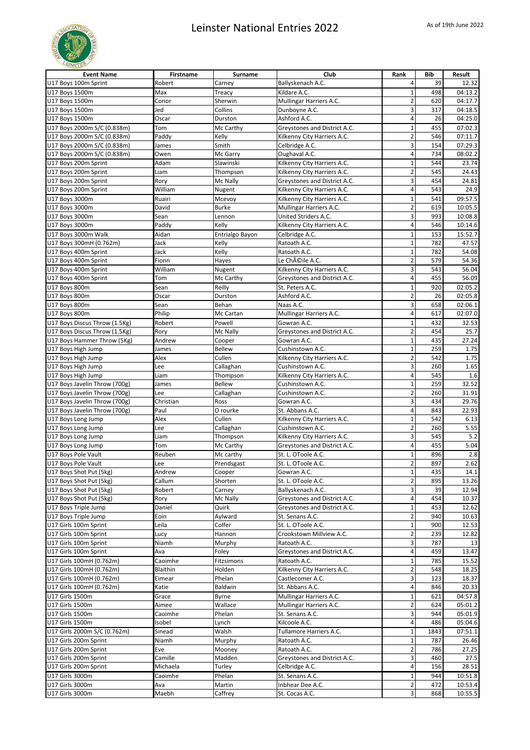# Leinster National Entries 2022

As of 19th June 2022

| Event Name | Firstname | Surname | Club | Rank | Bib | Result |
|---|---|---|---|---|---|---|
| U17 Boys 100m Sprint | Robert | Carney | Ballyskenach A.C. | 4 | 39 | 12.32 |
| U17 Boys 1500m | Max | Treacy | Kildare A.C. | 1 | 498 | 04:13.2 |
| U17 Boys 1500m | Conor | Sherwin | Mullingar Harriers A.C. | 2 | 620 | 04:17.7 |
| U17 Boys 1500m | Jed | Collins | Dunboyne A.C. | 3 | 317 | 04:18.5 |
| U17 Boys 1500m | Oscar | Durston | Ashford A.C. | 4 | 26 | 04:25.0 |
| U17 Boys 2000m S/C (0.838m) | Tom | Mc Carthy | Greystones and District A.C. | 1 | 455 | 07:02.3 |
| U17 Boys 2000m S/C (0.838m) | Paddy | Kelly | Kilkenny City Harriers A.C. | 2 | 546 | 07:11.7 |
| U17 Boys 2000m S/C (0.838m) | James | Smith | Celbridge A.C. | 3 | 154 | 07:29.3 |
| U17 Boys 2000m S/C (0.838m) | Owen | Mc Garry | Oughaval A.C. | 4 | 734 | 08:02.2 |
| U17 Boys 200m Sprint | Adam | Slawinski | Kilkenny City Harriers A.C. | 1 | 544 | 23.74 |
| U17 Boys 200m Sprint | Liam | Thompson | Kilkenny City Harriers A.C. | 2 | 545 | 24.43 |
| U17 Boys 200m Sprint | Rory | Mc Nally | Greystones and District A.C. | 3 | 454 | 24.81 |
| U17 Boys 200m Sprint | William | Nugent | Kilkenny City Harriers A.C. | 4 | 543 | 24.9 |
| U17 Boys 3000m | Ruairi | Mcevoy | Kilkenny City Harriers A.C. | 1 | 541 | 09:57.5 |
| U17 Boys 3000m | David | Burke | Mullingar Harriers A.C. | 2 | 619 | 10:05.5 |
| U17 Boys 3000m | Sean | Lennon | United Striders A.C. | 3 | 993 | 10:08.8 |
| U17 Boys 3000m | Paddy | Kelly | Kilkenny City Harriers A.C. | 4 | 546 | 10:14.6 |
| U17 Boys 3000m Walk | Aidan | Entrialgo Bayon | Celbridge A.C. | 1 | 153 | 15:52.7 |
| U17 Boys 300mH (0.762m) | Jack | Kelly | Ratoath A.C. | 1 | 782 | 47.57 |
| U17 Boys 400m Sprint | Jack | Kelly | Ratoath A.C. | 1 | 782 | 54.08 |
| U17 Boys 400m Sprint | Fionn | Hayes | Le ChÃ©ile A.C. | 2 | 579 | 54.36 |
| U17 Boys 400m Sprint | William | Nugent | Kilkenny City Harriers A.C. | 3 | 543 | 56.04 |
| U17 Boys 400m Sprint | Tom | Mc Carthy | Greystones and District A.C. | 4 | 455 | 56.09 |
| U17 Boys 800m | Sean | Reilly | St. Peters A.C. | 1 | 920 | 02:05.2 |
| U17 Boys 800m | Oscar | Durston | Ashford A.C. | 2 | 26 | 02:05.8 |
| U17 Boys 800m | Sean | Behan | Naas A.C. | 3 | 658 | 02:06.1 |
| U17 Boys 800m | Philip | Mc Cartan | Mullingar Harriers A.C. | 4 | 617 | 02:07.0 |
| U17 Boys Discus Throw (1.5Kg) | Robert | Powell | Gowran A.C. | 1 | 432 | 32.53 |
| U17 Boys Discus Throw (1.5Kg) | Rory | Mc Nally | Greystones and District A.C. | 2 | 454 | 25.7 |
| U17 Boys Hammer Throw (5Kg) | Andrew | Cooper | Gowran A.C. | 1 | 435 | 27.24 |
| U17 Boys High Jump | James | Bellew | Cushinstown A.C. | 1 | 259 | 1.75 |
| U17 Boys High Jump | Alex | Cullen | Kilkenny City Harriers A.C. | 2 | 542 | 1.75 |
| U17 Boys High Jump | Lee | Callaghan | Cushinstown A.C. | 3 | 260 | 1.65 |
| U17 Boys High Jump | Liam | Thompson | Kilkenny City Harriers A.C. | 4 | 545 | 1.6 |
| U17 Boys Javelin Throw (700g) | James | Bellew | Cushinstown A.C. | 1 | 259 | 32.52 |
| U17 Boys Javelin Throw (700g) | Lee | Callaghan | Cushinstown A.C. | 2 | 260 | 31.91 |
| U17 Boys Javelin Throw (700g) | Christian | Ross | Gowran A.C. | 3 | 434 | 29.76 |
| U17 Boys Javelin Throw (700g) | Paul | O rourke | St. Abbans A.C. | 4 | 843 | 22.93 |
| U17 Boys Long Jump | Alex | Cullen | Kilkenny City Harriers A.C. | 1 | 542 | 6.13 |
| U17 Boys Long Jump | Lee | Callaghan | Cushinstown A.C. | 2 | 260 | 5.55 |
| U17 Boys Long Jump | Liam | Thompson | Kilkenny City Harriers A.C. | 3 | 545 | 5.2 |
| U17 Boys Long Jump | Tom | Mc Carthy | Greystones and District A.C. | 4 | 455 | 5.04 |
| U17 Boys Pole Vault | Reuben | Mc carthy | St. L. OToole A.C. | 1 | 896 | 2.8 |
| U17 Boys Pole Vault | Lee | Prendsgast | St. L. OToole A.C. | 2 | 897 | 2.62 |
| U17 Boys Shot Put (5kg) | Andrew | Cooper | Gowran A.C. | 1 | 435 | 14.1 |
| U17 Boys Shot Put (5kg) | Callum | Shorten | St. L. OToole A.C. | 2 | 895 | 13.26 |
| U17 Boys Shot Put (5kg) | Robert | Carney | Ballyskenach A.C. | 3 | 39 | 12.94 |
| U17 Boys Shot Put (5kg) | Rory | Mc Nally | Greystones and District A.C. | 4 | 454 | 10.37 |
| U17 Boys Triple Jump | Daniel | Quirk | Greystones and District A.C. | 1 | 453 | 12.62 |
| U17 Boys Triple Jump | Eoin | Aylward | St. Senans A.C. | 2 | 940 | 10.63 |
| U17 Girls 100m Sprint | Leila | Colfer | St. L. OToole A.C. | 1 | 900 | 12.53 |
| U17 Girls 100m Sprint | Lucy | Hannon | Crookstown Millview A.C. | 2 | 239 | 12.82 |
| U17 Girls 100m Sprint | Niamh | Murphy | Ratoath A.C. | 3 | 787 | 13 |
| U17 Girls 100m Sprint | Ava | Foley | Greystones and District A.C. | 4 | 459 | 13.47 |
| U17 Girls 100mH (0.762m) | Caoimhe | Fitzsimons | Ratoath A.C. | 1 | 785 | 15.52 |
| U17 Girls 100mH (0.762m) | Blaithin | Holden | Kilkenny City Harriers A.C. | 2 | 548 | 18.25 |
| U17 Girls 100mH (0.762m) | Eimear | Phelan | Castlecomer A.C. | 3 | 123 | 18.37 |
| U17 Girls 100mH (0.762m) | Katie | Baldwin | St. Abbans A.C. | 4 | 846 | 20.33 |
| U17 Girls 1500m | Grace | Byrne | Mullingar Harriers A.C. | 1 | 621 | 04:57.8 |
| U17 Girls 1500m | Aimee | Wallace | Mullingar Harriers A.C. | 2 | 624 | 05:01.2 |
| U17 Girls 1500m | Caoimhe | Phelan | St. Senans A.C. | 3 | 944 | 05:01.9 |
| U17 Girls 1500m | Isobel | Lynch | Kilcoole A.C. | 4 | 486 | 05:04.6 |
| U17 Girls 2000m S/C (0.762m) | Sinead | Walsh | Tullamore Harriers A.C. | 1 | 1843 | 07:51.1 |
| U17 Girls 200m Sprint | Niamh | Murphy | Ratoath A.C. | 1 | 787 | 26.46 |
| U17 Girls 200m Sprint | Eve | Mooney | Ratoath A.C. | 2 | 786 | 27.25 |
| U17 Girls 200m Sprint | Camille | Madden | Greystones and District A.C. | 3 | 460 | 27.5 |
| U17 Girls 200m Sprint | Michaela | Turley | Celbridge A.C. | 4 | 156 | 28.51 |
| U17 Girls 3000m | Caoimhe | Phelan | St. Senans A.C. | 1 | 944 | 10:51.8 |
| U17 Girls 3000m | Ava | Martin | Inbhear Dee A.C. | 2 | 472 | 10:53.4 |
| U17 Girls 3000m | Maebh | Caffrey | St. Cocas A.C. | 3 | 868 | 10:55.5 |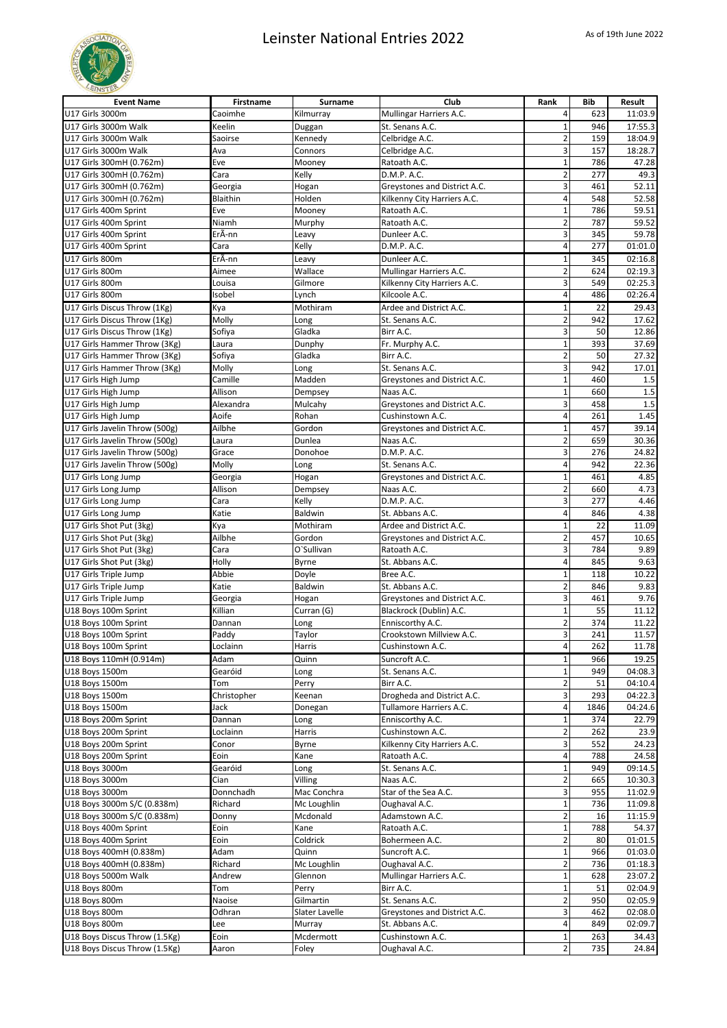# Leinster National Entries 2022

As of 19th June 2022

| Event Name | Firstname | Surname | Club | Rank | Bib | Result |
|---|---|---|---|---|---|---|
| U17 Girls 3000m | Caoimhe | Kilmurray | Mullingar Harriers A.C. | 4 | 623 | 11:03.9 |
| U17 Girls 3000m Walk | Keelin | Duggan | St. Senans A.C. | 1 | 946 | 17:55.3 |
| U17 Girls 3000m Walk | Saoirse | Kennedy | Celbridge A.C. | 2 | 159 | 18:04.9 |
| U17 Girls 3000m Walk | Ava | Connors | Celbridge A.C. | 3 | 157 | 18:28.7 |
| U17 Girls 300mH (0.762m) | Eve | Mooney | Ratoath A.C. | 1 | 786 | 47.28 |
| U17 Girls 300mH (0.762m) | Cara | Kelly | D.M.P. A.C. | 2 | 277 | 49.3 |
| U17 Girls 300mH (0.762m) | Georgia | Hogan | Greystones and District A.C. | 3 | 461 | 52.11 |
| U17 Girls 300mH (0.762m) | Blaithin | Holden | Kilkenny City Harriers A.C. | 4 | 548 | 52.58 |
| U17 Girls 400m Sprint | Eve | Mooney | Ratoath A.C. | 1 | 786 | 59.51 |
| U17 Girls 400m Sprint | Niamh | Murphy | Ratoath A.C. | 2 | 787 | 59.52 |
| U17 Girls 400m Sprint | ErÃ­nn | Leavy | Dunleer A.C. | 3 | 345 | 59.78 |
| U17 Girls 400m Sprint | Cara | Kelly | D.M.P. A.C. | 4 | 277 | 01:01.0 |
| U17 Girls 800m | ErÃ­nn | Leavy | Dunleer A.C. | 1 | 345 | 02:16.8 |
| U17 Girls 800m | Aimee | Wallace | Mullingar Harriers A.C. | 2 | 624 | 02:19.3 |
| U17 Girls 800m | Louisa | Gilmore | Kilkenny City Harriers A.C. | 3 | 549 | 02:25.3 |
| U17 Girls 800m | Isobel | Lynch | Kilcoole A.C. | 4 | 486 | 02:26.4 |
| U17 Girls Discus Throw (1Kg) | Kya | Mothiram | Ardee and District A.C. | 1 | 22 | 29.43 |
| U17 Girls Discus Throw (1Kg) | Molly | Long | St. Senans A.C. | 2 | 942 | 17.62 |
| U17 Girls Discus Throw (1Kg) | Sofiya | Gladka | Birr A.C. | 3 | 50 | 12.86 |
| U17 Girls Hammer Throw (3Kg) | Laura | Dunphy | Fr. Murphy A.C. | 1 | 393 | 37.69 |
| U17 Girls Hammer Throw (3Kg) | Sofiya | Gladka | Birr A.C. | 2 | 50 | 27.32 |
| U17 Girls Hammer Throw (3Kg) | Molly | Long | St. Senans A.C. | 3 | 942 | 17.01 |
| U17 Girls High Jump | Camille | Madden | Greystones and District A.C. | 1 | 460 | 1.5 |
| U17 Girls High Jump | Allison | Dempsey | Naas A.C. | 1 | 660 | 1.5 |
| U17 Girls High Jump | Alexandra | Mulcahy | Greystones and District A.C. | 3 | 458 | 1.5 |
| U17 Girls High Jump | Aoife | Rohan | Cushinstown A.C. | 4 | 261 | 1.45 |
| U17 Girls Javelin Throw (500g) | Ailbhe | Gordon | Greystones and District A.C. | 1 | 457 | 39.14 |
| U17 Girls Javelin Throw (500g) | Laura | Dunlea | Naas A.C. | 2 | 659 | 30.36 |
| U17 Girls Javelin Throw (500g) | Grace | Donohoe | D.M.P. A.C. | 3 | 276 | 24.82 |
| U17 Girls Javelin Throw (500g) | Molly | Long | St. Senans A.C. | 4 | 942 | 22.36 |
| U17 Girls Long Jump | Georgia | Hogan | Greystones and District A.C. | 1 | 461 | 4.85 |
| U17 Girls Long Jump | Allison | Dempsey | Naas A.C. | 2 | 660 | 4.73 |
| U17 Girls Long Jump | Cara | Kelly | D.M.P. A.C. | 3 | 277 | 4.46 |
| U17 Girls Long Jump | Katie | Baldwin | St. Abbans A.C. | 4 | 846 | 4.38 |
| U17 Girls Shot Put (3kg) | Kya | Mothiram | Ardee and District A.C. | 1 | 22 | 11.09 |
| U17 Girls Shot Put (3kg) | Ailbhe | Gordon | Greystones and District A.C. | 2 | 457 | 10.65 |
| U17 Girls Shot Put (3kg) | Cara | O`Sullivan | Ratoath A.C. | 3 | 784 | 9.89 |
| U17 Girls Shot Put (3kg) | Holly | Byrne | St. Abbans A.C. | 4 | 845 | 9.63 |
| U17 Girls Triple Jump | Abbie | Doyle | Bree A.C. | 1 | 118 | 10.22 |
| U17 Girls Triple Jump | Katie | Baldwin | St. Abbans A.C. | 2 | 846 | 9.83 |
| U17 Girls Triple Jump | Georgia | Hogan | Greystones and District A.C. | 3 | 461 | 9.76 |
| U18 Boys 100m Sprint | Killian | Curran (G) | Blackrock (Dublin) A.C. | 1 | 55 | 11.12 |
| U18 Boys 100m Sprint | Dannan | Long | Enniscorthy A.C. | 2 | 374 | 11.22 |
| U18 Boys 100m Sprint | Paddy | Taylor | Crookstown Millview A.C. | 3 | 241 | 11.57 |
| U18 Boys 100m Sprint | Loclainn | Harris | Cushinstown A.C. | 4 | 262 | 11.78 |
| U18 Boys 110mH (0.914m) | Adam | Quinn | Suncroft A.C. | 1 | 966 | 19.25 |
| U18 Boys 1500m | Gearóid | Long | St. Senans A.C. | 1 | 949 | 04:08.3 |
| U18 Boys 1500m | Tom | Perry | Birr A.C. | 2 | 51 | 04:10.4 |
| U18 Boys 1500m | Christopher | Keenan | Drogheda and District A.C. | 3 | 293 | 04:22.3 |
| U18 Boys 1500m | Jack | Donegan | Tullamore Harriers A.C. | 4 | 1846 | 04:24.6 |
| U18 Boys 200m Sprint | Dannan | Long | Enniscorthy A.C. | 1 | 374 | 22.79 |
| U18 Boys 200m Sprint | Loclainn | Harris | Cushinstown A.C. | 2 | 262 | 23.9 |
| U18 Boys 200m Sprint | Conor | Byrne | Kilkenny City Harriers A.C. | 3 | 552 | 24.23 |
| U18 Boys 200m Sprint | Eoin | Kane | Ratoath A.C. | 4 | 788 | 24.58 |
| U18 Boys 3000m | Gearóid | Long | St. Senans A.C. | 1 | 949 | 09:14.5 |
| U18 Boys 3000m | Cian | Villing | Naas A.C. | 2 | 665 | 10:30.3 |
| U18 Boys 3000m | Donnchadh | Mac Conchra | Star of the Sea A.C. | 3 | 955 | 11:02.9 |
| U18 Boys 3000m S/C (0.838m) | Richard | Mc Loughlin | Oughaval A.C. | 1 | 736 | 11:09.8 |
| U18 Boys 3000m S/C (0.838m) | Donny | Mcdonald | Adamstown A.C. | 2 | 16 | 11:15.9 |
| U18 Boys 400m Sprint | Eoin | Kane | Ratoath A.C. | 1 | 788 | 54.37 |
| U18 Boys 400m Sprint | Eoin | Coldrick | Bohermeen A.C. | 2 | 80 | 01:01.5 |
| U18 Boys 400mH (0.838m) | Adam | Quinn | Suncroft A.C. | 1 | 966 | 01:03.0 |
| U18 Boys 400mH (0.838m) | Richard | Mc Loughlin | Oughaval A.C. | 2 | 736 | 01:18.3 |
| U18 Boys 5000m Walk | Andrew | Glennon | Mullingar Harriers A.C. | 1 | 628 | 23:07.2 |
| U18 Boys 800m | Tom | Perry | Birr A.C. | 1 | 51 | 02:04.9 |
| U18 Boys 800m | Naoise | Gilmartin | St. Senans A.C. | 2 | 950 | 02:05.9 |
| U18 Boys 800m | Odhran | Slater Lavelle | Greystones and District A.C. | 3 | 462 | 02:08.0 |
| U18 Boys 800m | Lee | Murray | St. Abbans A.C. | 4 | 849 | 02:09.7 |
| U18 Boys Discus Throw (1.5Kg) | Eoin | Mcdermott | Cushinstown A.C. | 1 | 263 | 34.43 |
| U18 Boys Discus Throw (1.5Kg) | Aaron | Foley | Oughaval A.C. | 2 | 735 | 24.84 |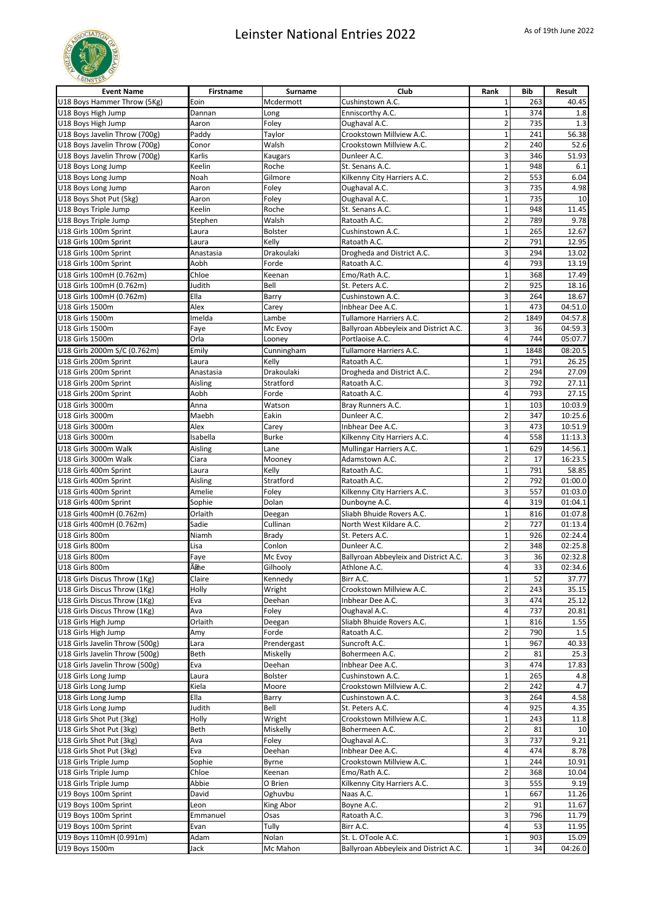# Leinster National Entries 2022

As of 19th June 2022

| Event Name | Firstname | Surname | Club | Rank | Bib | Result |
|---|---|---|---|---|---|---|
| U18 Boys Hammer Throw (5Kg) | Eoin | Mcdermott | Cushinstown A.C. | 1 | 263 | 40.45 |
| U18 Boys High Jump | Dannan | Long | Enniscorthy A.C. | 1 | 374 | 1.8 |
| U18 Boys High Jump | Aaron | Foley | Oughaval A.C. | 2 | 735 | 1.3 |
| U18 Boys Javelin Throw (700g) | Paddy | Taylor | Crookstown Millview A.C. | 1 | 241 | 56.38 |
| U18 Boys Javelin Throw (700g) | Conor | Walsh | Crookstown Millview A.C. | 2 | 240 | 52.6 |
| U18 Boys Javelin Throw (700g) | Karlis | Kaugars | Dunleer A.C. | 3 | 346 | 51.93 |
| U18 Boys Long Jump | Keelin | Roche | St. Senans A.C. | 1 | 948 | 6.1 |
| U18 Boys Long Jump | Noah | Gilmore | Kilkenny City Harriers A.C. | 2 | 553 | 6.04 |
| U18 Boys Long Jump | Aaron | Foley | Oughaval A.C. | 3 | 735 | 4.98 |
| U18 Boys Shot Put (5kg) | Aaron | Foley | Oughaval A.C. | 1 | 735 | 10 |
| U18 Boys Triple Jump | Keelin | Roche | St. Senans A.C. | 1 | 948 | 11.45 |
| U18 Boys Triple Jump | Stephen | Walsh | Ratoath A.C. | 2 | 789 | 9.78 |
| U18 Girls 100m Sprint | Laura | Bolster | Cushinstown A.C. | 1 | 265 | 12.67 |
| U18 Girls 100m Sprint | Laura | Kelly | Ratoath A.C. | 2 | 791 | 12.95 |
| U18 Girls 100m Sprint | Anastasia | Drakoulaki | Drogheda and District A.C. | 3 | 294 | 13.02 |
| U18 Girls 100m Sprint | Aobh | Forde | Ratoath A.C. | 4 | 793 | 13.19 |
| U18 Girls 100mH (0.762m) | Chloe | Keenan | Emo/Rath A.C. | 1 | 368 | 17.49 |
| U18 Girls 100mH (0.762m) | Judith | Bell | St. Peters A.C. | 2 | 925 | 18.16 |
| U18 Girls 100mH (0.762m) | Ella | Barry | Cushinstown A.C. | 3 | 264 | 18.67 |
| U18 Girls 1500m | Alex | Carey | Inbhear Dee A.C. | 1 | 473 | 04:51.0 |
| U18 Girls 1500m | Imelda | Lambe | Tullamore Harriers A.C. | 2 | 1849 | 04:57.8 |
| U18 Girls 1500m | Faye | Mc Evoy | Ballyroan Abbeyleix and District A.C. | 3 | 36 | 04:59.3 |
| U18 Girls 1500m | Orla | Looney | Portlaoise A.C. | 4 | 744 | 05:07.7 |
| U18 Girls 2000m S/C (0.762m) | Emily | Cunningham | Tullamore Harriers A.C. | 1 | 1848 | 08:20.5 |
| U18 Girls 200m Sprint | Laura | Kelly | Ratoath A.C. | 1 | 791 | 26.25 |
| U18 Girls 200m Sprint | Anastasia | Drakoulaki | Drogheda and District A.C. | 2 | 294 | 27.09 |
| U18 Girls 200m Sprint | Aisling | Stratford | Ratoath A.C. | 3 | 792 | 27.11 |
| U18 Girls 200m Sprint | Aobh | Forde | Ratoath A.C. | 4 | 793 | 27.15 |
| U18 Girls 3000m | Anna | Watson | Bray Runners A.C. | 1 | 103 | 10:03.9 |
| U18 Girls 3000m | Maebh | Eakin | Dunleer A.C. | 2 | 347 | 10:25.6 |
| U18 Girls 3000m | Alex | Carey | Inbhear Dee A.C. | 3 | 473 | 10:51.9 |
| U18 Girls 3000m | Isabella | Burke | Kilkenny City Harriers A.C. | 4 | 558 | 11:13.3 |
| U18 Girls 3000m Walk | Aisling | Lane | Mullingar Harriers A.C. | 1 | 629 | 14:56.1 |
| U18 Girls 3000m Walk | Ciara | Mooney | Adamstown A.C. | 2 | 17 | 16:23.5 |
| U18 Girls 400m Sprint | Laura | Kelly | Ratoath A.C. | 1 | 791 | 58.85 |
| U18 Girls 400m Sprint | Aisling | Stratford | Ratoath A.C. | 2 | 792 | 01:00.0 |
| U18 Girls 400m Sprint | Amelie | Foley | Kilkenny City Harriers A.C. | 3 | 557 | 01:03.0 |
| U18 Girls 400m Sprint | Sophie | Dolan | Dunboyne A.C. | 4 | 319 | 01:04.1 |
| U18 Girls 400mH (0.762m) | Orlaith | Deegan | Sliabh Bhuide Rovers A.C. | 1 | 816 | 01:07.8 |
| U18 Girls 400mH (0.762m) | Sadie | Cullinan | North West Kildare A.C. | 2 | 727 | 01:13.4 |
| U18 Girls 800m | Niamh | Brady | St. Peters A.C. | 1 | 926 | 02:24.4 |
| U18 Girls 800m | Lisa | Conlon | Dunleer A.C. | 2 | 348 | 02:25.8 |
| U18 Girls 800m | Faye | Mc Evoy | Ballyroan Abbeyleix and District A.C. | 3 | 36 | 02:32.8 |
| U18 Girls 800m | Ãine | Gilhooly | Athlone A.C. | 4 | 33 | 02:34.6 |
| U18 Girls Discus Throw (1Kg) | Claire | Kennedy | Birr A.C. | 1 | 52 | 37.77 |
| U18 Girls Discus Throw (1Kg) | Holly | Wright | Crookstown Millview A.C. | 2 | 243 | 35.15 |
| U18 Girls Discus Throw (1Kg) | Eva | Deehan | Inbhear Dee A.C. | 3 | 474 | 25.12 |
| U18 Girls Discus Throw (1Kg) | Ava | Foley | Oughaval A.C. | 4 | 737 | 20.81 |
| U18 Girls High Jump | Orlaith | Deegan | Sliabh Bhuide Rovers A.C. | 1 | 816 | 1.55 |
| U18 Girls High Jump | Amy | Forde | Ratoath A.C. | 2 | 790 | 1.5 |
| U18 Girls Javelin Throw (500g) | Lara | Prendergast | Suncroft A.C. | 1 | 967 | 40.33 |
| U18 Girls Javelin Throw (500g) | Beth | Miskelly | Bohermeen A.C. | 2 | 81 | 25.3 |
| U18 Girls Javelin Throw (500g) | Eva | Deehan | Inbhear Dee A.C. | 3 | 474 | 17.83 |
| U18 Girls Long Jump | Laura | Bolster | Cushinstown A.C. | 1 | 265 | 4.8 |
| U18 Girls Long Jump | Kiela | Moore | Crookstown Millview A.C. | 2 | 242 | 4.7 |
| U18 Girls Long Jump | Ella | Barry | Cushinstown A.C. | 3 | 264 | 4.58 |
| U18 Girls Long Jump | Judith | Bell | St. Peters A.C. | 4 | 925 | 4.35 |
| U18 Girls Shot Put (3kg) | Holly | Wright | Crookstown Millview A.C. | 1 | 243 | 11.8 |
| U18 Girls Shot Put (3kg) | Beth | Miskelly | Bohermeen A.C. | 2 | 81 | 10 |
| U18 Girls Shot Put (3kg) | Ava | Foley | Oughaval A.C. | 3 | 737 | 9.21 |
| U18 Girls Shot Put (3kg) | Eva | Deehan | Inbhear Dee A.C. | 4 | 474 | 8.78 |
| U18 Girls Triple Jump | Sophie | Byrne | Crookstown Millview A.C. | 1 | 244 | 10.91 |
| U18 Girls Triple Jump | Chloe | Keenan | Emo/Rath A.C. | 2 | 368 | 10.04 |
| U18 Girls Triple Jump | Abbie | O Brien | Kilkenny City Harriers A.C. | 3 | 555 | 9.19 |
| U19 Boys 100m Sprint | David | Oghuvbu | Naas A.C. | 1 | 667 | 11.26 |
| U19 Boys 100m Sprint | Leon | King Abor | Boyne A.C. | 2 | 91 | 11.67 |
| U19 Boys 100m Sprint | Emmanuel | Osas | Ratoath A.C. | 3 | 796 | 11.79 |
| U19 Boys 100m Sprint | Evan | Tully | Birr A.C. | 4 | 53 | 11.95 |
| U19 Boys 110mH (0.991m) | Adam | Nolan | St. L. OToole A.C. | 1 | 903 | 15.09 |
| U19 Boys 1500m | Jack | Mc Mahon | Ballyroan Abbeyleix and District A.C. | 1 | 34 | 04:26.0 |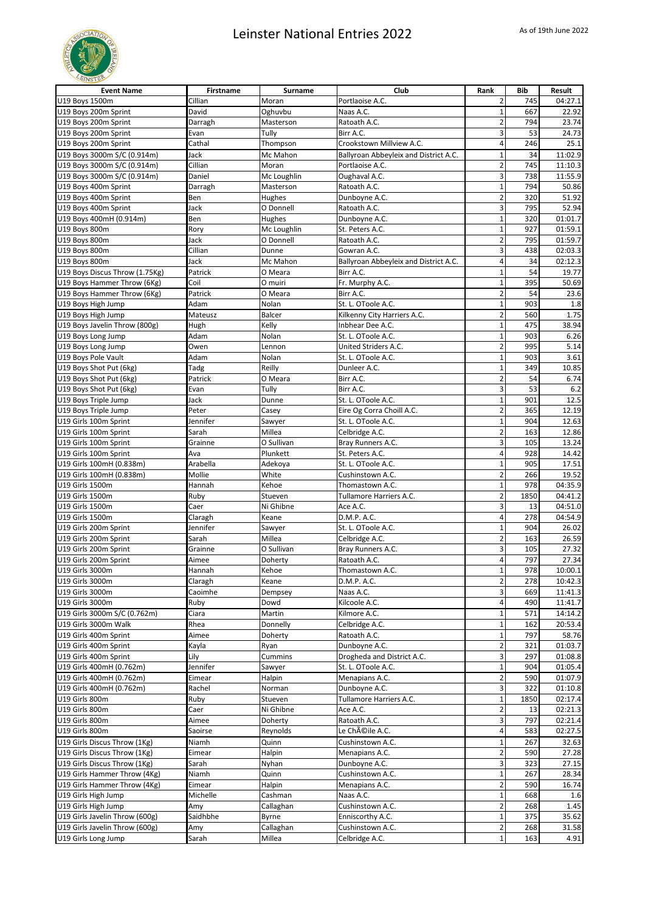# Leinster National Entries 2022

As of 19th June 2022

| Event Name | Firstname | Surname | Club | Rank | Bib | Result |
|---|---|---|---|---|---|---|
| U19 Boys 1500m | Cillian | Moran | Portlaoise A.C. | 2 | 745 | 04:27.1 |
| U19 Boys 200m Sprint | David | Oghuvbu | Naas A.C. | 1 | 667 | 22.92 |
| U19 Boys 200m Sprint | Darragh | Masterson | Ratoath A.C. | 2 | 794 | 23.74 |
| U19 Boys 200m Sprint | Evan | Tully | Birr A.C. | 3 | 53 | 24.73 |
| U19 Boys 200m Sprint | Cathal | Thompson | Crookstown Millview A.C. | 4 | 246 | 25.1 |
| U19 Boys 3000m S/C (0.914m) | Jack | Mc Mahon | Ballyroan Abbeyleix and District A.C. | 1 | 34 | 11:02.9 |
| U19 Boys 3000m S/C (0.914m) | Cillian | Moran | Portlaoise A.C. | 2 | 745 | 11:10.3 |
| U19 Boys 3000m S/C (0.914m) | Daniel | Mc Loughlin | Oughaval A.C. | 3 | 738 | 11:55.9 |
| U19 Boys 400m Sprint | Darragh | Masterson | Ratoath A.C. | 1 | 794 | 50.86 |
| U19 Boys 400m Sprint | Ben | Hughes | Dunboyne A.C. | 2 | 320 | 51.92 |
| U19 Boys 400m Sprint | Jack | O Donnell | Ratoath A.C. | 3 | 795 | 52.94 |
| U19 Boys 400mH (0.914m) | Ben | Hughes | Dunboyne A.C. | 1 | 320 | 01:01.7 |
| U19 Boys 800m | Rory | Mc Loughlin | St. Peters A.C. | 1 | 927 | 01:59.1 |
| U19 Boys 800m | Jack | O Donnell | Ratoath A.C. | 2 | 795 | 01:59.7 |
| U19 Boys 800m | Cillian | Dunne | Gowran A.C. | 3 | 438 | 02:03.3 |
| U19 Boys 800m | Jack | Mc Mahon | Ballyroan Abbeyleix and District A.C. | 4 | 34 | 02:12.3 |
| U19 Boys Discus Throw (1.75Kg) | Patrick | O Meara | Birr A.C. | 1 | 54 | 19.77 |
| U19 Boys Hammer Throw (6Kg) | Coil | O muiri | Fr. Murphy A.C. | 1 | 395 | 50.69 |
| U19 Boys Hammer Throw (6Kg) | Patrick | O Meara | Birr A.C. | 2 | 54 | 23.6 |
| U19 Boys High Jump | Adam | Nolan | St. L. OToole A.C. | 1 | 903 | 1.8 |
| U19 Boys High Jump | Mateusz | Balcer | Kilkenny City Harriers A.C. | 2 | 560 | 1.75 |
| U19 Boys Javelin Throw (800g) | Hugh | Kelly | Inbhear Dee A.C. | 1 | 475 | 38.94 |
| U19 Boys Long Jump | Adam | Nolan | St. L. OToole A.C. | 1 | 903 | 6.26 |
| U19 Boys Long Jump | Owen | Lennon | United Striders A.C. | 2 | 995 | 5.14 |
| U19 Boys Pole Vault | Adam | Nolan | St. L. OToole A.C. | 1 | 903 | 3.61 |
| U19 Boys Shot Put (6kg) | Tadg | Reilly | Dunleer A.C. | 1 | 349 | 10.85 |
| U19 Boys Shot Put (6kg) | Patrick | O Meara | Birr A.C. | 2 | 54 | 6.74 |
| U19 Boys Shot Put (6kg) | Evan | Tully | Birr A.C. | 3 | 53 | 6.2 |
| U19 Boys Triple Jump | Jack | Dunne | St. L. OToole A.C. | 1 | 901 | 12.5 |
| U19 Boys Triple Jump | Peter | Casey | Eire Og Corra Choill A.C. | 2 | 365 | 12.19 |
| U19 Girls 100m Sprint | Jennifer | Sawyer | St. L. OToole A.C. | 1 | 904 | 12.63 |
| U19 Girls 100m Sprint | Sarah | Millea | Celbridge A.C. | 2 | 163 | 12.86 |
| U19 Girls 100m Sprint | Grainne | O Sullivan | Bray Runners A.C. | 3 | 105 | 13.24 |
| U19 Girls 100m Sprint | Ava | Plunkett | St. Peters A.C. | 4 | 928 | 14.42 |
| U19 Girls 100mH (0.838m) | Arabella | Adekoya | St. L. OToole A.C. | 1 | 905 | 17.51 |
| U19 Girls 100mH (0.838m) | Mollie | White | Cushinstown A.C. | 2 | 266 | 19.52 |
| U19 Girls 1500m | Hannah | Kehoe | Thomastown A.C. | 1 | 978 | 04:35.9 |
| U19 Girls 1500m | Ruby | Stueven | Tullamore Harriers A.C. | 2 | 1850 | 04:41.2 |
| U19 Girls 1500m | Caer | Ni Ghibne | Ace A.C. | 3 | 13 | 04:51.0 |
| U19 Girls 1500m | Claragh | Keane | D.M.P. A.C. | 4 | 278 | 04:54.9 |
| U19 Girls 200m Sprint | Jennifer | Sawyer | St. L. OToole A.C. | 1 | 904 | 26.02 |
| U19 Girls 200m Sprint | Sarah | Millea | Celbridge A.C. | 2 | 163 | 26.59 |
| U19 Girls 200m Sprint | Grainne | O Sullivan | Bray Runners A.C. | 3 | 105 | 27.32 |
| U19 Girls 200m Sprint | Aimee | Doherty | Ratoath A.C. | 4 | 797 | 27.34 |
| U19 Girls 3000m | Hannah | Kehoe | Thomastown A.C. | 1 | 978 | 10:00.1 |
| U19 Girls 3000m | Claragh | Keane | D.M.P. A.C. | 2 | 278 | 10:42.3 |
| U19 Girls 3000m | Caoimhe | Dempsey | Naas A.C. | 3 | 669 | 11:41.3 |
| U19 Girls 3000m | Ruby | Dowd | Kilcoole A.C. | 4 | 490 | 11:41.7 |
| U19 Girls 3000m S/C (0.762m) | Ciara | Martin | Kilmore A.C. | 1 | 571 | 14:14.2 |
| U19 Girls 3000m Walk | Rhea | Donnelly | Celbridge A.C. | 1 | 162 | 20:53.4 |
| U19 Girls 400m Sprint | Aimee | Doherty | Ratoath A.C. | 1 | 797 | 58.76 |
| U19 Girls 400m Sprint | Kayla | Ryan | Dunboyne A.C. | 2 | 321 | 01:03.7 |
| U19 Girls 400m Sprint | Lily | Cummins | Drogheda and District A.C. | 3 | 297 | 01:08.8 |
| U19 Girls 400mH (0.762m) | Jennifer | Sawyer | St. L. OToole A.C. | 1 | 904 | 01:05.4 |
| U19 Girls 400mH (0.762m) | Eimear | Halpin | Menapians A.C. | 2 | 590 | 01:07.9 |
| U19 Girls 400mH (0.762m) | Rachel | Norman | Dunboyne A.C. | 3 | 322 | 01:10.8 |
| U19 Girls 800m | Ruby | Stueven | Tullamore Harriers A.C. | 1 | 1850 | 02:17.4 |
| U19 Girls 800m | Caer | Ni Ghibne | Ace A.C. | 2 | 13 | 02:21.3 |
| U19 Girls 800m | Aimee | Doherty | Ratoath A.C. | 3 | 797 | 02:21.4 |
| U19 Girls 800m | Saoirse | Reynolds | Le ChÃ©ile A.C. | 4 | 583 | 02:27.5 |
| U19 Girls Discus Throw (1Kg) | Niamh | Quinn | Cushinstown A.C. | 1 | 267 | 32.63 |
| U19 Girls Discus Throw (1Kg) | Eimear | Halpin | Menapians A.C. | 2 | 590 | 27.28 |
| U19 Girls Discus Throw (1Kg) | Sarah | Nyhan | Dunboyne A.C. | 3 | 323 | 27.15 |
| U19 Girls Hammer Throw (4Kg) | Niamh | Quinn | Cushinstown A.C. | 1 | 267 | 28.34 |
| U19 Girls Hammer Throw (4Kg) | Eimear | Halpin | Menapians A.C. | 2 | 590 | 16.74 |
| U19 Girls High Jump | Michelle | Cashman | Naas A.C. | 1 | 668 | 1.6 |
| U19 Girls High Jump | Amy | Callaghan | Cushinstown A.C. | 2 | 268 | 1.45 |
| U19 Girls Javelin Throw (600g) | Saidhbhe | Byrne | Enniscorthy A.C. | 1 | 375 | 35.62 |
| U19 Girls Javelin Throw (600g) | Amy | Callaghan | Cushinstown A.C. | 2 | 268 | 31.58 |
| U19 Girls Long Jump | Sarah | Millea | Celbridge A.C. | 1 | 163 | 4.91 |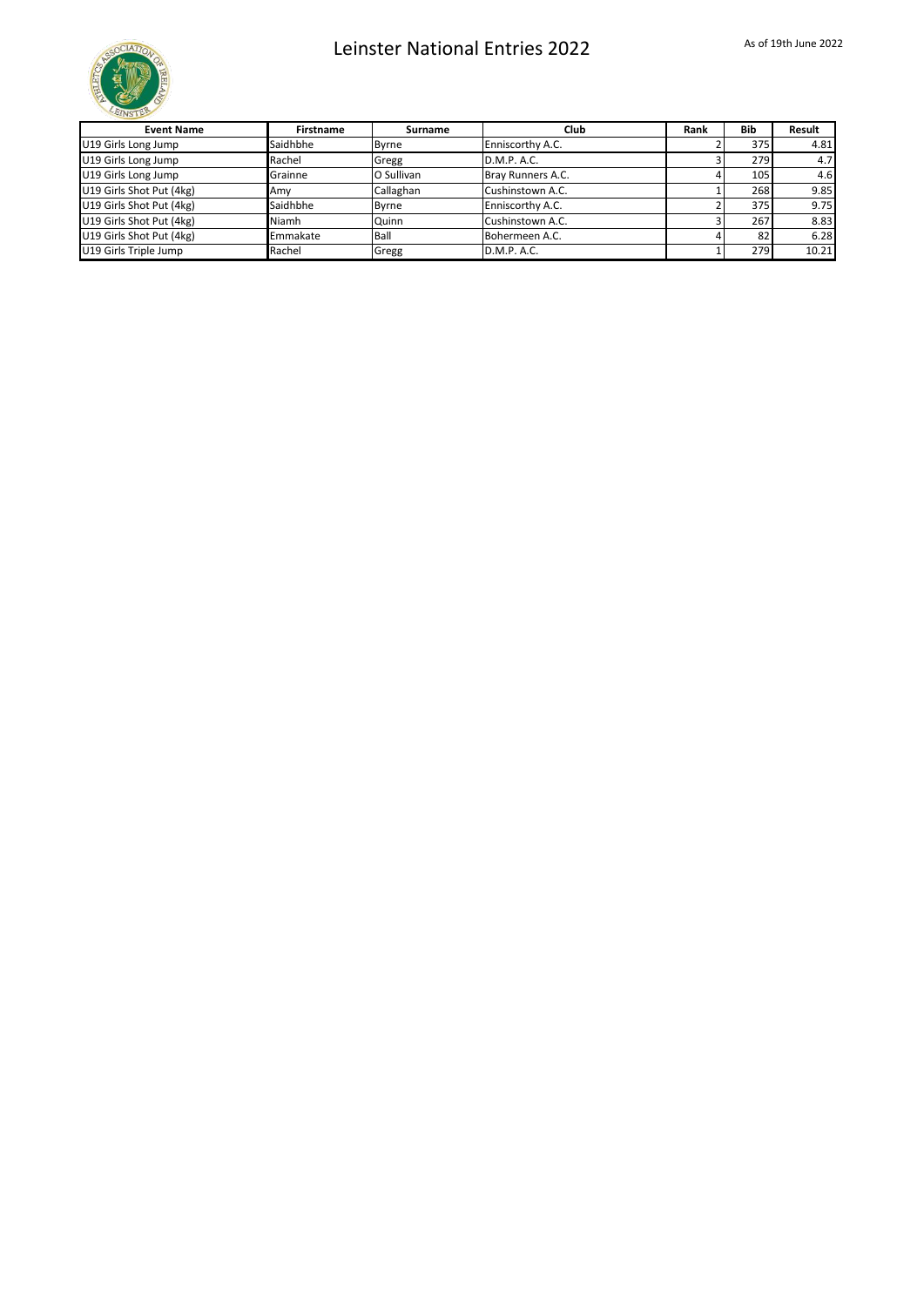# Leinster National Entries 2022

As of 19th June 2022

| Event Name | Firstname | Surname | Club | Rank | Bib | Result |
|---|---|---|---|---|---|---|
| U19 Girls Long Jump | Saidhbhe | Byrne | Enniscorthy A.C. | 2 | 375 | 4.81 |
| U19 Girls Long Jump | Rachel | Gregg | D.M.P. A.C. | 3 | 279 | 4.7 |
| U19 Girls Long Jump | Grainne | O Sullivan | Bray Runners A.C. | 4 | 105 | 4.6 |
| U19 Girls Shot Put (4kg) | Amy | Callaghan | Cushinstown A.C. | 1 | 268 | 9.85 |
| U19 Girls Shot Put (4kg) | Saidhbhe | Byrne | Enniscorthy A.C. | 2 | 375 | 9.75 |
| U19 Girls Shot Put (4kg) | Niamh | Quinn | Cushinstown A.C. | 3 | 267 | 8.83 |
| U19 Girls Shot Put (4kg) | Emmakate | Ball | Bohermeen A.C. | 4 | 82 | 6.28 |
| U19 Girls Triple Jump | Rachel | Gregg | D.M.P. A.C. | 1 | 279 | 10.21 |